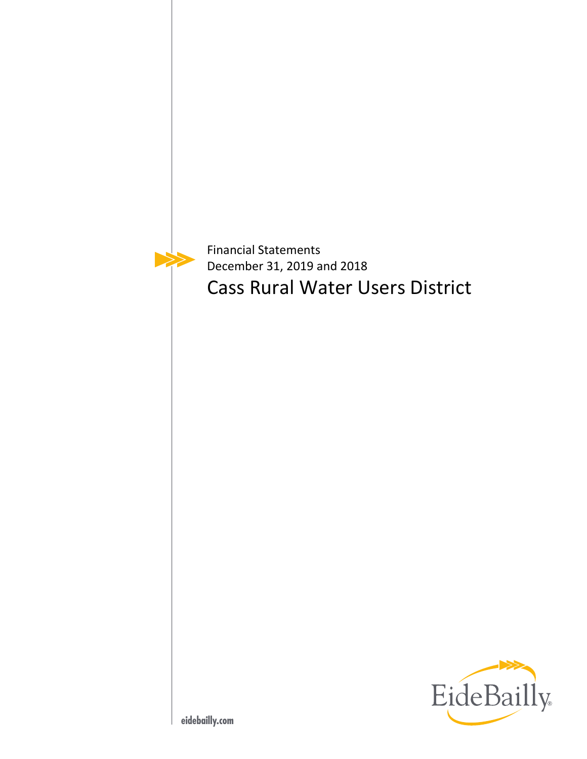Financial Statements

December 31, 2019 and 2018

# Cass Rural Water Users District

EideBailly

eidebailly.com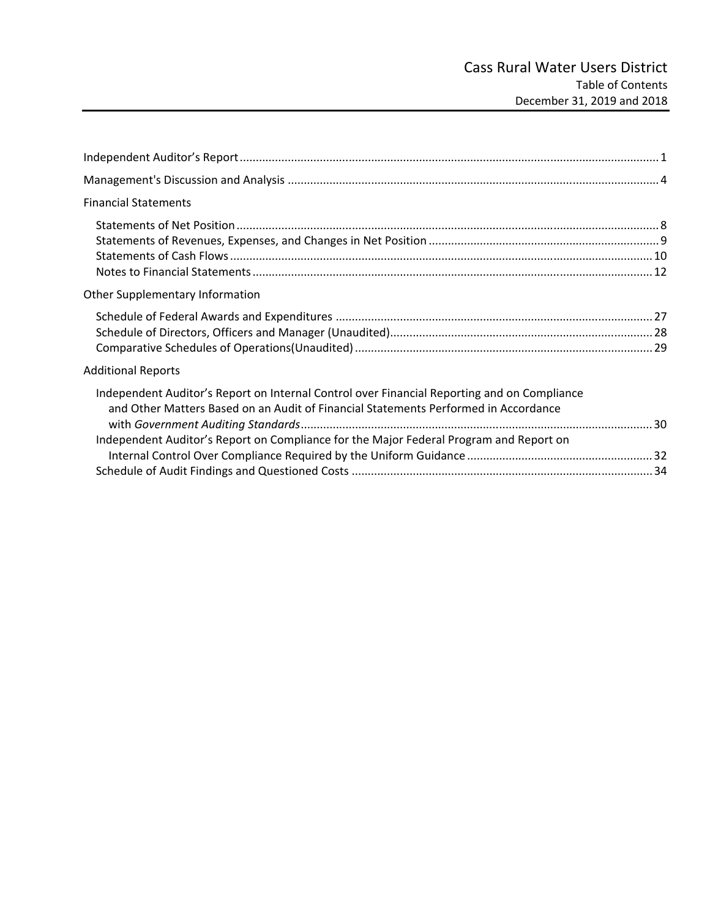# Cass Rural Water Users District

## Table of Contents

### December 31, 2019 and 2018

Independent Auditor's Report ........ 1

Management's Discussion and Analysis ........ 4

Financial Statements

- Statements of Net Position ........ 8
- Statements of Revenues, Expenses, and Changes in Net Position ........ 9
- Statements of Cash Flows ........ 10
- Notes to Financial Statements ........ 12

Other Supplementary Information

- Schedule of Federal Awards and Expenditures ........ 27
- Schedule of Directors, Officers and Manager (Unaudited) ........ 28
- Comparative Schedules of Operations(Unaudited) ........ 29

Additional Reports

- Independent Auditor's Report on Internal Control over Financial Reporting and on Compliance and Other Matters Based on an Audit of Financial Statements Performed in Accordance with *Government Auditing Standards* ........ 30
- Independent Auditor's Report on Compliance for the Major Federal Program and Report on Internal Control Over Compliance Required by the Uniform Guidance ........ 32
- Schedule of Audit Findings and Questioned Costs ........ 34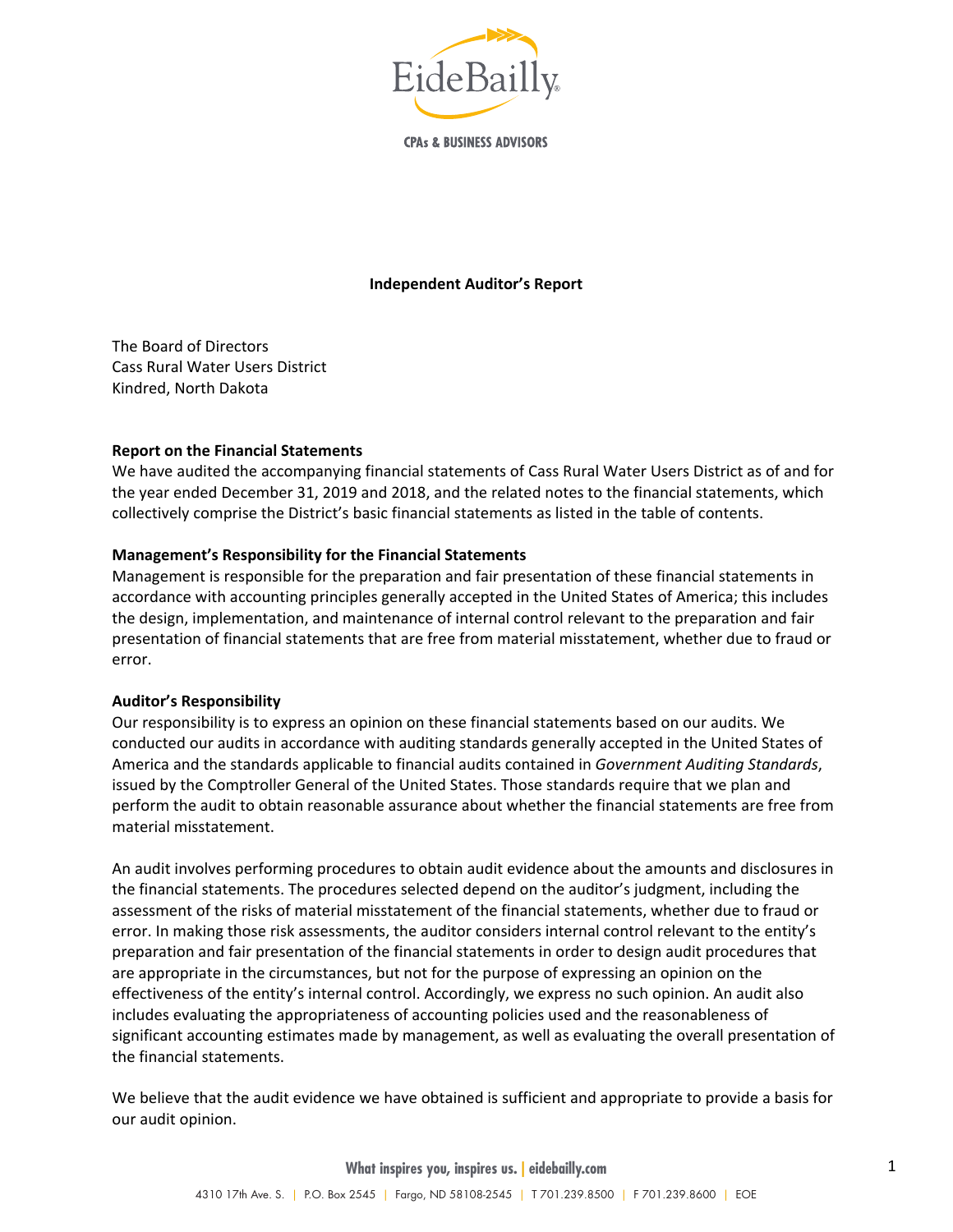## Independent Auditor's Report

The Board of Directors
Cass Rural Water Users District
Kindred, North Dakota

**Report on the Financial Statements**
We have audited the accompanying financial statements of Cass Rural Water Users District as of and for the year ended December 31, 2019 and 2018, and the related notes to the financial statements, which collectively comprise the District's basic financial statements as listed in the table of contents.

**Management's Responsibility for the Financial Statements**
Management is responsible for the preparation and fair presentation of these financial statements in accordance with accounting principles generally accepted in the United States of America; this includes the design, implementation, and maintenance of internal control relevant to the preparation and fair presentation of financial statements that are free from material misstatement, whether due to fraud or error.

**Auditor's Responsibility**
Our responsibility is to express an opinion on these financial statements based on our audits. We conducted our audits in accordance with auditing standards generally accepted in the United States of America and the standards applicable to financial audits contained in *Government Auditing Standards*, issued by the Comptroller General of the United States. Those standards require that we plan and perform the audit to obtain reasonable assurance about whether the financial statements are free from material misstatement.

An audit involves performing procedures to obtain audit evidence about the amounts and disclosures in the financial statements. The procedures selected depend on the auditor's judgment, including the assessment of the risks of material misstatement of the financial statements, whether due to fraud or error. In making those risk assessments, the auditor considers internal control relevant to the entity's preparation and fair presentation of the financial statements in order to design audit procedures that are appropriate in the circumstances, but not for the purpose of expressing an opinion on the effectiveness of the entity's internal control. Accordingly, we express no such opinion. An audit also includes evaluating the appropriateness of accounting policies used and the reasonableness of significant accounting estimates made by management, as well as evaluating the overall presentation of the financial statements.

We believe that the audit evidence we have obtained is sufficient and appropriate to provide a basis for our audit opinion.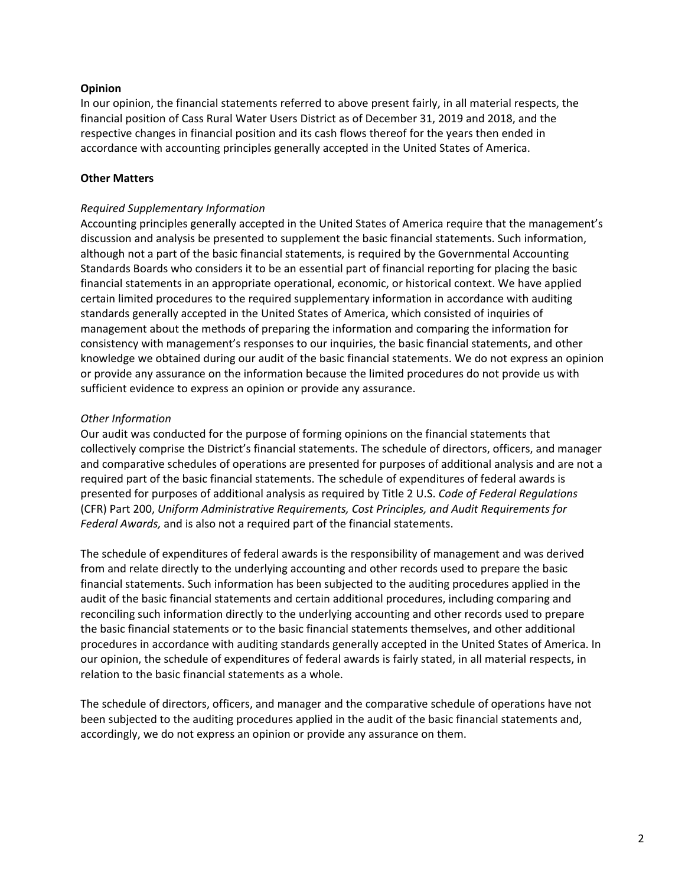**Opinion**

In our opinion, the financial statements referred to above present fairly, in all material respects, the financial position of Cass Rural Water Users District as of December 31, 2019 and 2018, and the respective changes in financial position and its cash flows thereof for the years then ended in accordance with accounting principles generally accepted in the United States of America.

**Other Matters**

*Required Supplementary Information*

Accounting principles generally accepted in the United States of America require that the management's discussion and analysis be presented to supplement the basic financial statements. Such information, although not a part of the basic financial statements, is required by the Governmental Accounting Standards Boards who considers it to be an essential part of financial reporting for placing the basic financial statements in an appropriate operational, economic, or historical context. We have applied certain limited procedures to the required supplementary information in accordance with auditing standards generally accepted in the United States of America, which consisted of inquiries of management about the methods of preparing the information and comparing the information for consistency with management's responses to our inquiries, the basic financial statements, and other knowledge we obtained during our audit of the basic financial statements. We do not express an opinion or provide any assurance on the information because the limited procedures do not provide us with sufficient evidence to express an opinion or provide any assurance.

*Other Information*

Our audit was conducted for the purpose of forming opinions on the financial statements that collectively comprise the District's financial statements. The schedule of directors, officers, and manager and comparative schedules of operations are presented for purposes of additional analysis and are not a required part of the basic financial statements. The schedule of expenditures of federal awards is presented for purposes of additional analysis as required by Title 2 U.S. *Code of Federal Regulations* (CFR) Part 200, *Uniform Administrative Requirements, Cost Principles, and Audit Requirements for Federal Awards,* and is also not a required part of the financial statements.

The schedule of expenditures of federal awards is the responsibility of management and was derived from and relate directly to the underlying accounting and other records used to prepare the basic financial statements. Such information has been subjected to the auditing procedures applied in the audit of the basic financial statements and certain additional procedures, including comparing and reconciling such information directly to the underlying accounting and other records used to prepare the basic financial statements or to the basic financial statements themselves, and other additional procedures in accordance with auditing standards generally accepted in the United States of America. In our opinion, the schedule of expenditures of federal awards is fairly stated, in all material respects, in relation to the basic financial statements as a whole.

The schedule of directors, officers, and manager and the comparative schedule of operations have not been subjected to the auditing procedures applied in the audit of the basic financial statements and, accordingly, we do not express an opinion or provide any assurance on them.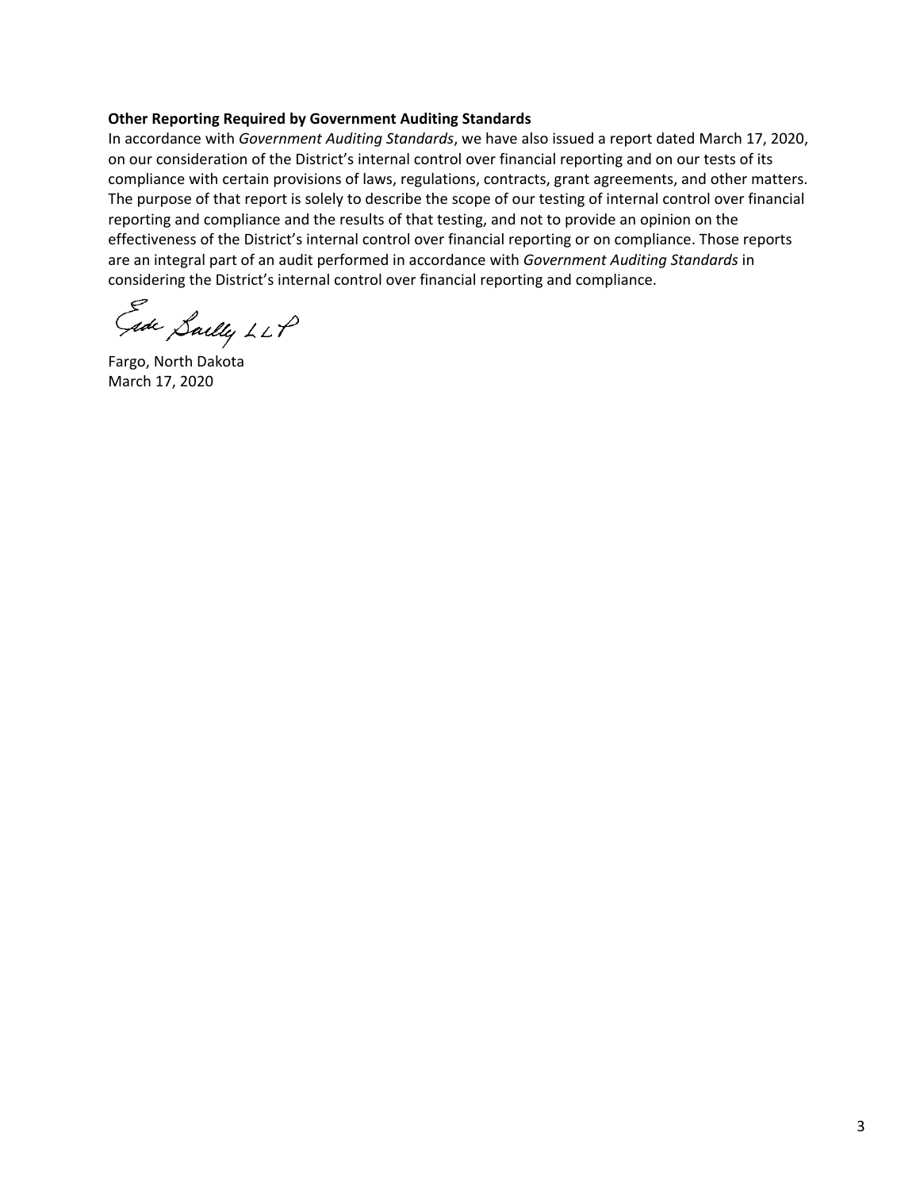**Other Reporting Required by Government Auditing Standards**

In accordance with *Government Auditing Standards*, we have also issued a report dated March 17, 2020, on our consideration of the District's internal control over financial reporting and on our tests of its compliance with certain provisions of laws, regulations, contracts, grant agreements, and other matters. The purpose of that report is solely to describe the scope of our testing of internal control over financial reporting and compliance and the results of that testing, and not to provide an opinion on the effectiveness of the District's internal control over financial reporting or on compliance. Those reports are an integral part of an audit performed in accordance with *Government Auditing Standards* in considering the District's internal control over financial reporting and compliance.

Eide Bailly LLP

Fargo, North Dakota
March 17, 2020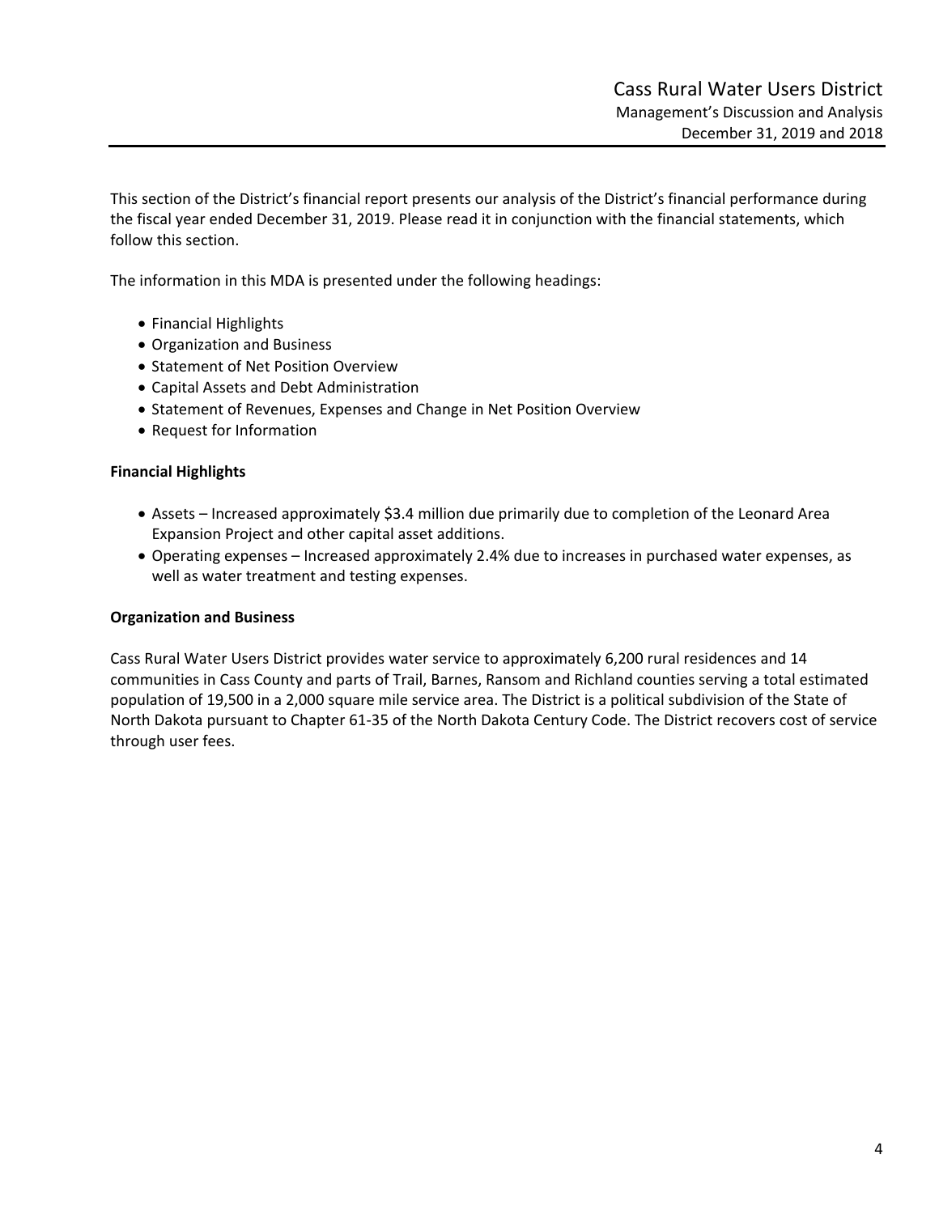This section of the District's financial report presents our analysis of the District's financial performance during the fiscal year ended December 31, 2019. Please read it in conjunction with the financial statements, which follow this section.

The information in this MDA is presented under the following headings:

- Financial Highlights
- Organization and Business
- Statement of Net Position Overview
- Capital Assets and Debt Administration
- Statement of Revenues, Expenses and Change in Net Position Overview
- Request for Information

**Financial Highlights**

- Assets – Increased approximately $3.4 million due primarily due to completion of the Leonard Area Expansion Project and other capital asset additions.
- Operating expenses – Increased approximately 2.4% due to increases in purchased water expenses, as well as water treatment and testing expenses.

**Organization and Business**

Cass Rural Water Users District provides water service to approximately 6,200 rural residences and 14 communities in Cass County and parts of Trail, Barnes, Ransom and Richland counties serving a total estimated population of 19,500 in a 2,000 square mile service area. The District is a political subdivision of the State of North Dakota pursuant to Chapter 61-35 of the North Dakota Century Code. The District recovers cost of service through user fees.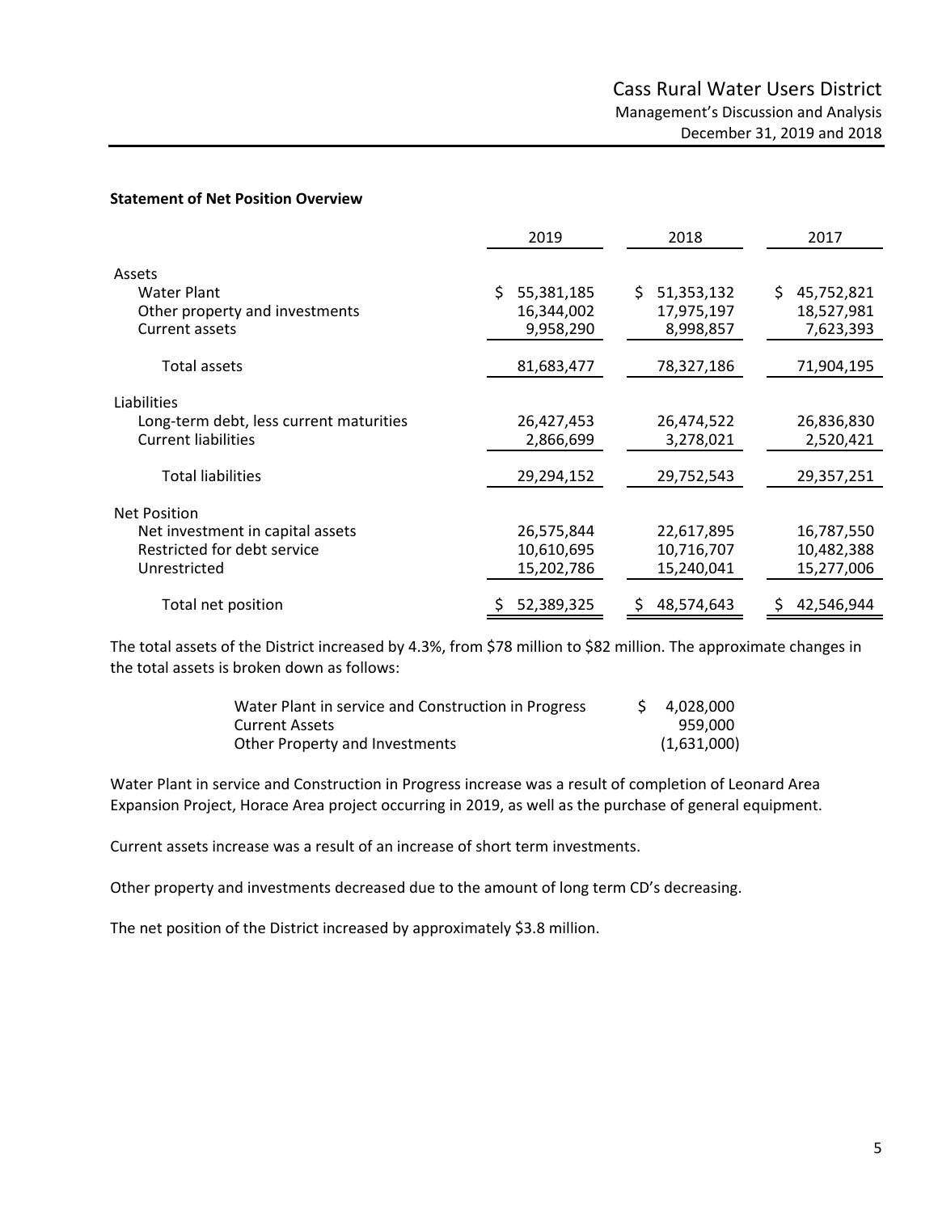**Statement of Net Position Overview**

| | 2019 | 2018 | 2017 |
|---|---|---|---|
| Assets | | | |
| Water Plant | $ 55,381,185 | $ 51,353,132 | $ 45,752,821 |
| Other property and investments | 16,344,002 | 17,975,197 | 18,527,981 |
| Current assets | 9,958,290 | 8,998,857 | 7,623,393 |
| Total assets | 81,683,477 | 78,327,186 | 71,904,195 |
| Liabilities | | | |
| Long-term debt, less current maturities | 26,427,453 | 26,474,522 | 26,836,830 |
| Current liabilities | 2,866,699 | 3,278,021 | 2,520,421 |
| Total liabilities | 29,294,152 | 29,752,543 | 29,357,251 |
| Net Position | | | |
| Net investment in capital assets | 26,575,844 | 22,617,895 | 16,787,550 |
| Restricted for debt service | 10,610,695 | 10,716,707 | 10,482,388 |
| Unrestricted | 15,202,786 | 15,240,041 | 15,277,006 |
| Total net position | $ 52,389,325 | $ 48,574,643 | $ 42,546,944 |

The total assets of the District increased by 4.3%, from $78 million to $82 million. The approximate changes in the total assets is broken down as follows:

| | |
|---|---|
| Water Plant in service and Construction in Progress | $ 4,028,000 |
| Current Assets | 959,000 |
| Other Property and Investments | (1,631,000) |

Water Plant in service and Construction in Progress increase was a result of completion of Leonard Area Expansion Project, Horace Area project occurring in 2019, as well as the purchase of general equipment.

Current assets increase was a result of an increase of short term investments.

Other property and investments decreased due to the amount of long term CD's decreasing.

The net position of the District increased by approximately $3.8 million.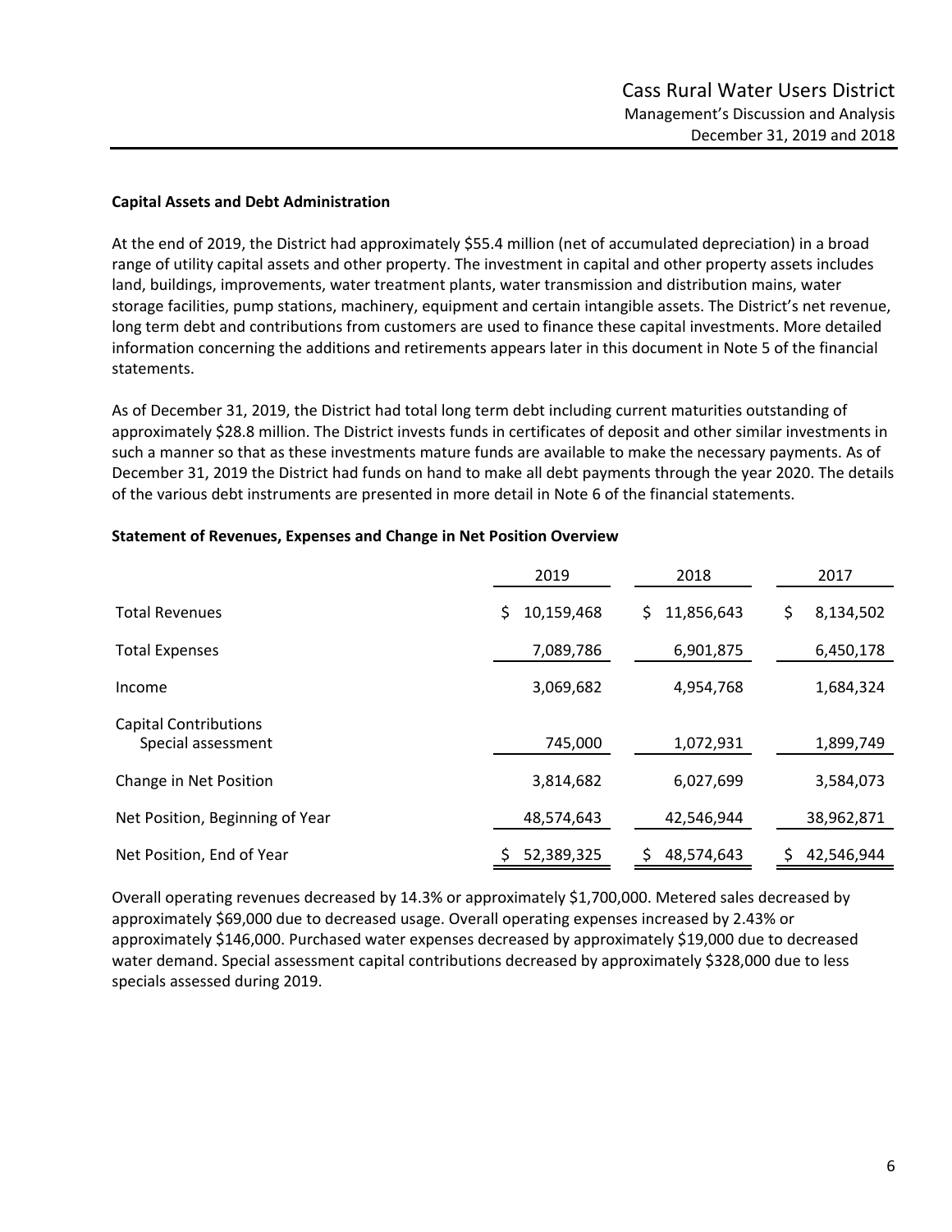### Capital Assets and Debt Administration

At the end of 2019, the District had approximately $55.4 million (net of accumulated depreciation) in a broad range of utility capital assets and other property. The investment in capital and other property assets includes land, buildings, improvements, water treatment plants, water transmission and distribution mains, water storage facilities, pump stations, machinery, equipment and certain intangible assets. The District's net revenue, long term debt and contributions from customers are used to finance these capital investments. More detailed information concerning the additions and retirements appears later in this document in Note 5 of the financial statements.

As of December 31, 2019, the District had total long term debt including current maturities outstanding of approximately $28.8 million. The District invests funds in certificates of deposit and other similar investments in such a manner so that as these investments mature funds are available to make the necessary payments. As of December 31, 2019 the District had funds on hand to make all debt payments through the year 2020. The details of the various debt instruments are presented in more detail in Note 6 of the financial statements.

### Statement of Revenues, Expenses and Change in Net Position Overview

| | 2019 | 2018 | 2017 |
|---|---|---|---|
| Total Revenues | $ 10,159,468 | $ 11,856,643 | $ 8,134,502 |
| Total Expenses | 7,089,786 | 6,901,875 | 6,450,178 |
| Income | 3,069,682 | 4,954,768 | 1,684,324 |
| Capital Contributions Special assessment | 745,000 | 1,072,931 | 1,899,749 |
| Change in Net Position | 3,814,682 | 6,027,699 | 3,584,073 |
| Net Position, Beginning of Year | 48,574,643 | 42,546,944 | 38,962,871 |
| Net Position, End of Year | $ 52,389,325 | $ 48,574,643 | $ 42,546,944 |

Overall operating revenues decreased by 14.3% or approximately $1,700,000. Metered sales decreased by approximately $69,000 due to decreased usage. Overall operating expenses increased by 2.43% or approximately $146,000. Purchased water expenses decreased by approximately $19,000 due to decreased water demand. Special assessment capital contributions decreased by approximately $328,000 due to less specials assessed during 2019.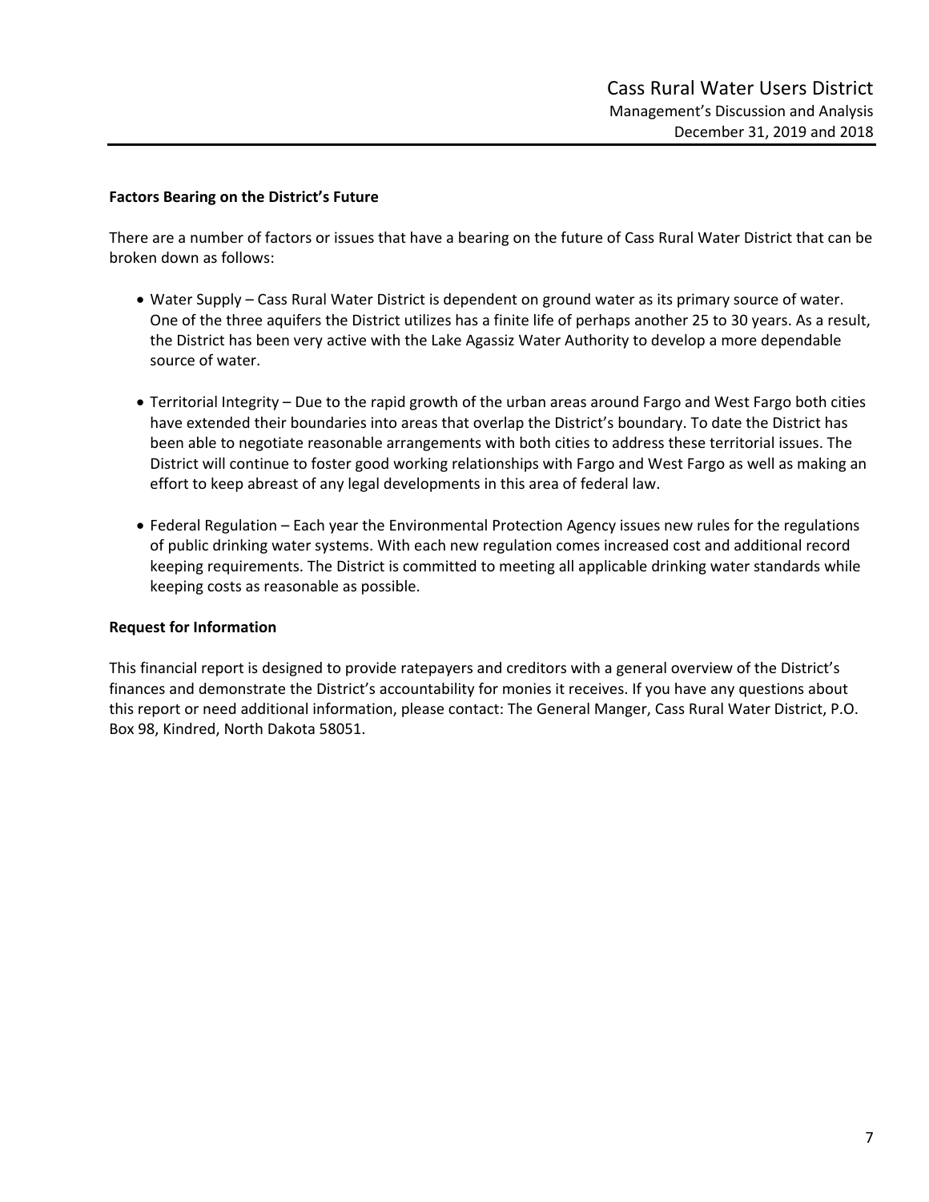**Factors Bearing on the District's Future**

There are a number of factors or issues that have a bearing on the future of Cass Rural Water District that can be broken down as follows:

- Water Supply – Cass Rural Water District is dependent on ground water as its primary source of water. One of the three aquifers the District utilizes has a finite life of perhaps another 25 to 30 years. As a result, the District has been very active with the Lake Agassiz Water Authority to develop a more dependable source of water.

- Territorial Integrity – Due to the rapid growth of the urban areas around Fargo and West Fargo both cities have extended their boundaries into areas that overlap the District's boundary. To date the District has been able to negotiate reasonable arrangements with both cities to address these territorial issues. The District will continue to foster good working relationships with Fargo and West Fargo as well as making an effort to keep abreast of any legal developments in this area of federal law.

- Federal Regulation – Each year the Environmental Protection Agency issues new rules for the regulations of public drinking water systems. With each new regulation comes increased cost and additional record keeping requirements. The District is committed to meeting all applicable drinking water standards while keeping costs as reasonable as possible.

**Request for Information**

This financial report is designed to provide ratepayers and creditors with a general overview of the District's finances and demonstrate the District's accountability for monies it receives. If you have any questions about this report or need additional information, please contact: The General Manger, Cass Rural Water District, P.O. Box 98, Kindred, North Dakota 58051.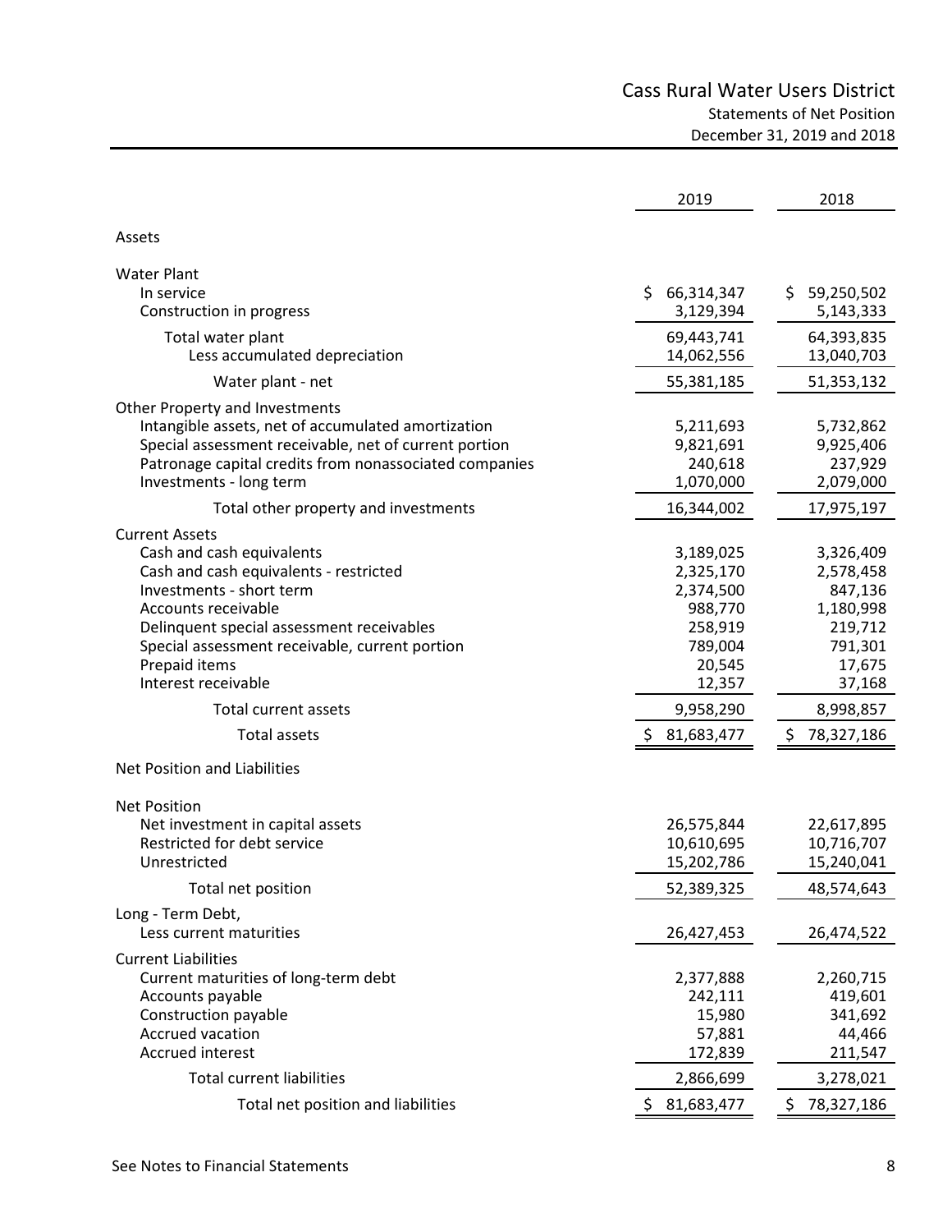# Cass Rural Water Users District

## Statements of Net Position

December 31, 2019 and 2018

| | 2019 | 2018 |
|---|---|---|
| **Assets** | | |
| **Water Plant** | | |
| In service | $ 66,314,347 | $ 59,250,502 |
| Construction in progress | 3,129,394 | 5,143,333 |
| Total water plant | 69,443,741 | 64,393,835 |
| Less accumulated depreciation | 14,062,556 | 13,040,703 |
| Water plant - net | 55,381,185 | 51,353,132 |
| **Other Property and Investments** | | |
| Intangible assets, net of accumulated amortization | 5,211,693 | 5,732,862 |
| Special assessment receivable, net of current portion | 9,821,691 | 9,925,406 |
| Patronage capital credits from nonassociated companies | 240,618 | 237,929 |
| Investments - long term | 1,070,000 | 2,079,000 |
| Total other property and investments | 16,344,002 | 17,975,197 |
| **Current Assets** | | |
| Cash and cash equivalents | 3,189,025 | 3,326,409 |
| Cash and cash equivalents - restricted | 2,325,170 | 2,578,458 |
| Investments - short term | 2,374,500 | 847,136 |
| Accounts receivable | 988,770 | 1,180,998 |
| Delinquent special assessment receivables | 258,919 | 219,712 |
| Special assessment receivable, current portion | 789,004 | 791,301 |
| Prepaid items | 20,545 | 17,675 |
| Interest receivable | 12,357 | 37,168 |
| Total current assets | 9,958,290 | 8,998,857 |
| Total assets | $ 81,683,477 | $ 78,327,186 |
| **Net Position and Liabilities** | | |
| **Net Position** | | |
| Net investment in capital assets | 26,575,844 | 22,617,895 |
| Restricted for debt service | 10,610,695 | 10,716,707 |
| Unrestricted | 15,202,786 | 15,240,041 |
| Total net position | 52,389,325 | 48,574,643 |
| **Long - Term Debt,** | | |
| Less current maturities | 26,427,453 | 26,474,522 |
| **Current Liabilities** | | |
| Current maturities of long-term debt | 2,377,888 | 2,260,715 |
| Accounts payable | 242,111 | 419,601 |
| Construction payable | 15,980 | 341,692 |
| Accrued vacation | 57,881 | 44,466 |
| Accrued interest | 172,839 | 211,547 |
| Total current liabilities | 2,866,699 | 3,278,021 |
| Total net position and liabilities | $ 81,683,477 | $ 78,327,186 |

See Notes to Financial Statements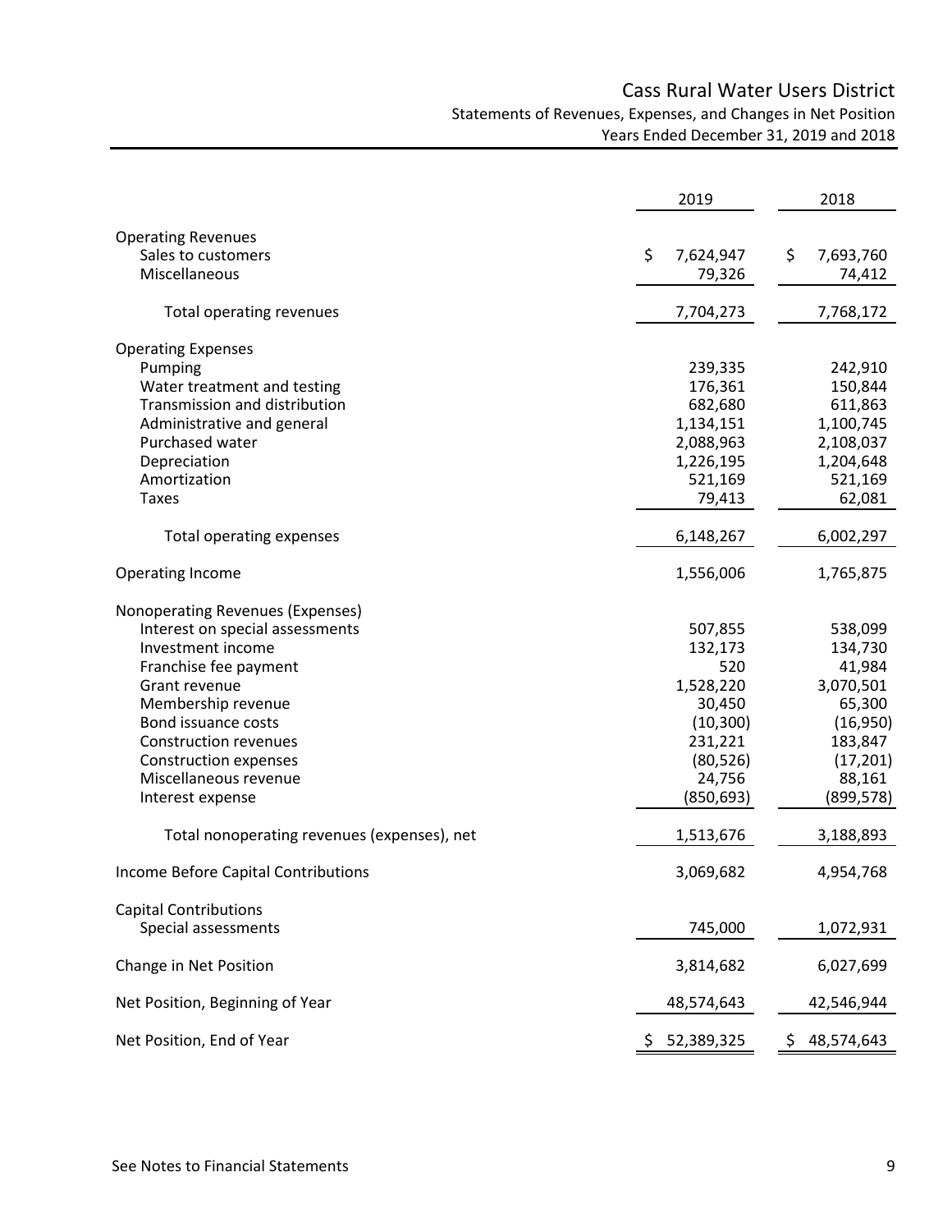# Cass Rural Water Users District

## Statements of Revenues, Expenses, and Changes in Net Position

### Years Ended December 31, 2019 and 2018

| | 2019 | 2018 |
|---|---|---|
| **Operating Revenues** | | |
| Sales to customers | $ 7,624,947 | $ 7,693,760 |
| Miscellaneous | 79,326 | 74,412 |
| Total operating revenues | 7,704,273 | 7,768,172 |
| **Operating Expenses** | | |
| Pumping | 239,335 | 242,910 |
| Water treatment and testing | 176,361 | 150,844 |
| Transmission and distribution | 682,680 | 611,863 |
| Administrative and general | 1,134,151 | 1,100,745 |
| Purchased water | 2,088,963 | 2,108,037 |
| Depreciation | 1,226,195 | 1,204,648 |
| Amortization | 521,169 | 521,169 |
| Taxes | 79,413 | 62,081 |
| Total operating expenses | 6,148,267 | 6,002,297 |
| **Operating Income** | 1,556,006 | 1,765,875 |
| **Nonoperating Revenues (Expenses)** | | |
| Interest on special assessments | 507,855 | 538,099 |
| Investment income | 132,173 | 134,730 |
| Franchise fee payment | 520 | 41,984 |
| Grant revenue | 1,528,220 | 3,070,501 |
| Membership revenue | 30,450 | 65,300 |
| Bond issuance costs | (10,300) | (16,950) |
| Construction revenues | 231,221 | 183,847 |
| Construction expenses | (80,526) | (17,201) |
| Miscellaneous revenue | 24,756 | 88,161 |
| Interest expense | (850,693) | (899,578) |
| Total nonoperating revenues (expenses), net | 1,513,676 | 3,188,893 |
| **Income Before Capital Contributions** | 3,069,682 | 4,954,768 |
| **Capital Contributions** | | |
| Special assessments | 745,000 | 1,072,931 |
| **Change in Net Position** | 3,814,682 | 6,027,699 |
| **Net Position, Beginning of Year** | 48,574,643 | 42,546,944 |
| **Net Position, End of Year** | $ 52,389,325 | $ 48,574,643 |

See Notes to Financial Statements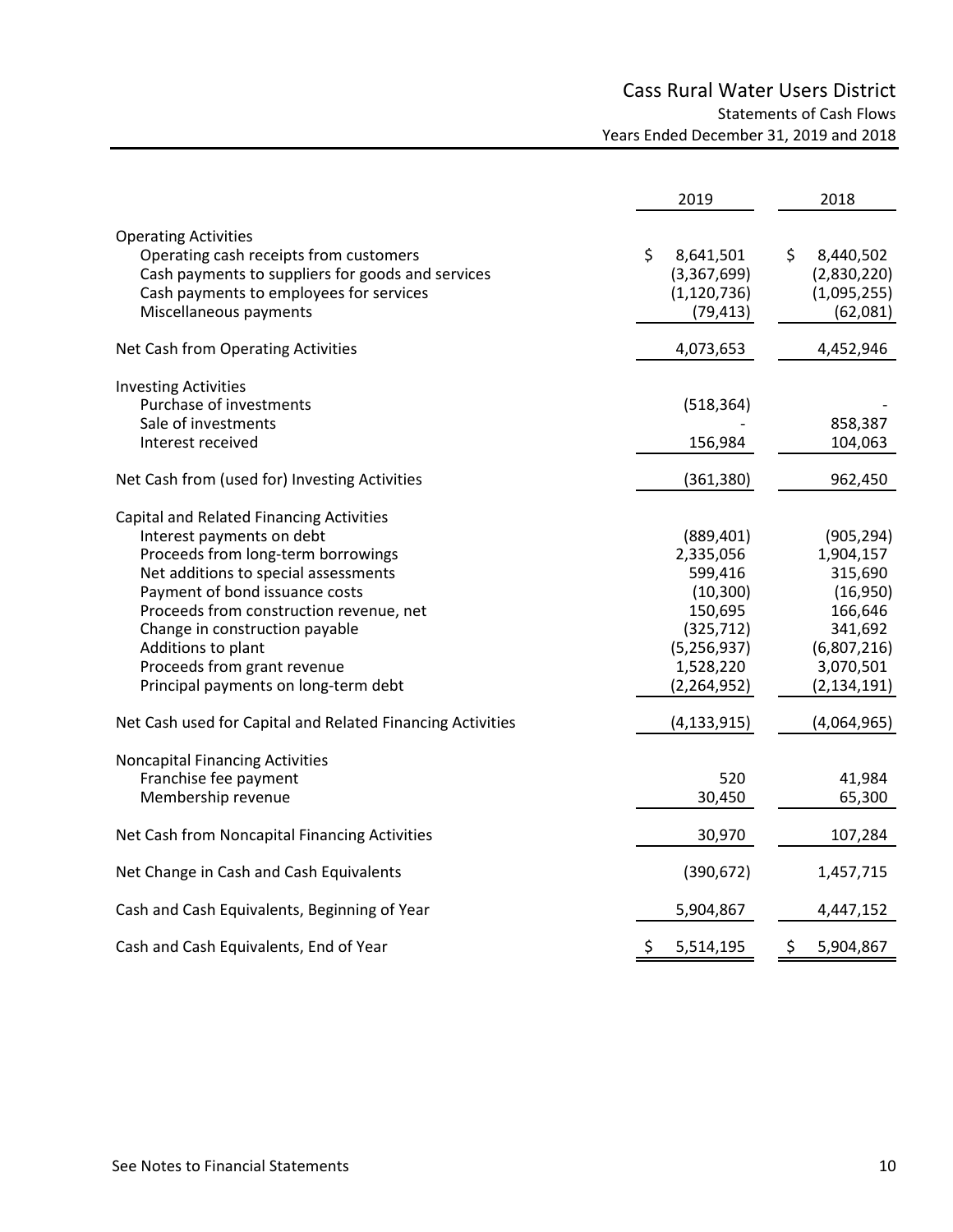# Cass Rural Water Users District

## Statements of Cash Flows

### Years Ended December 31, 2019 and 2018

| | 2019 | 2018 |
|---|---|---|
| **Operating Activities** | | |
| Operating cash receipts from customers | $ 8,641,501 | $ 8,440,502 |
| Cash payments to suppliers for goods and services | (3,367,699) | (2,830,220) |
| Cash payments to employees for services | (1,120,736) | (1,095,255) |
| Miscellaneous payments | (79,413) | (62,081) |
| Net Cash from Operating Activities | 4,073,653 | 4,452,946 |
| **Investing Activities** | | |
| Purchase of investments | (518,364) | - |
| Sale of investments | - | 858,387 |
| Interest received | 156,984 | 104,063 |
| Net Cash from (used for) Investing Activities | (361,380) | 962,450 |
| **Capital and Related Financing Activities** | | |
| Interest payments on debt | (889,401) | (905,294) |
| Proceeds from long-term borrowings | 2,335,056 | 1,904,157 |
| Net additions to special assessments | 599,416 | 315,690 |
| Payment of bond issuance costs | (10,300) | (16,950) |
| Proceeds from construction revenue, net | 150,695 | 166,646 |
| Change in construction payable | (325,712) | 341,692 |
| Additions to plant | (5,256,937) | (6,807,216) |
| Proceeds from grant revenue | 1,528,220 | 3,070,501 |
| Principal payments on long-term debt | (2,264,952) | (2,134,191) |
| Net Cash used for Capital and Related Financing Activities | (4,133,915) | (4,064,965) |
| **Noncapital Financing Activities** | | |
| Franchise fee payment | 520 | 41,984 |
| Membership revenue | 30,450 | 65,300 |
| Net Cash from Noncapital Financing Activities | 30,970 | 107,284 |
| Net Change in Cash and Cash Equivalents | (390,672) | 1,457,715 |
| Cash and Cash Equivalents, Beginning of Year | 5,904,867 | 4,447,152 |
| Cash and Cash Equivalents, End of Year | $ 5,514,195 | $ 5,904,867 |

See Notes to Financial Statements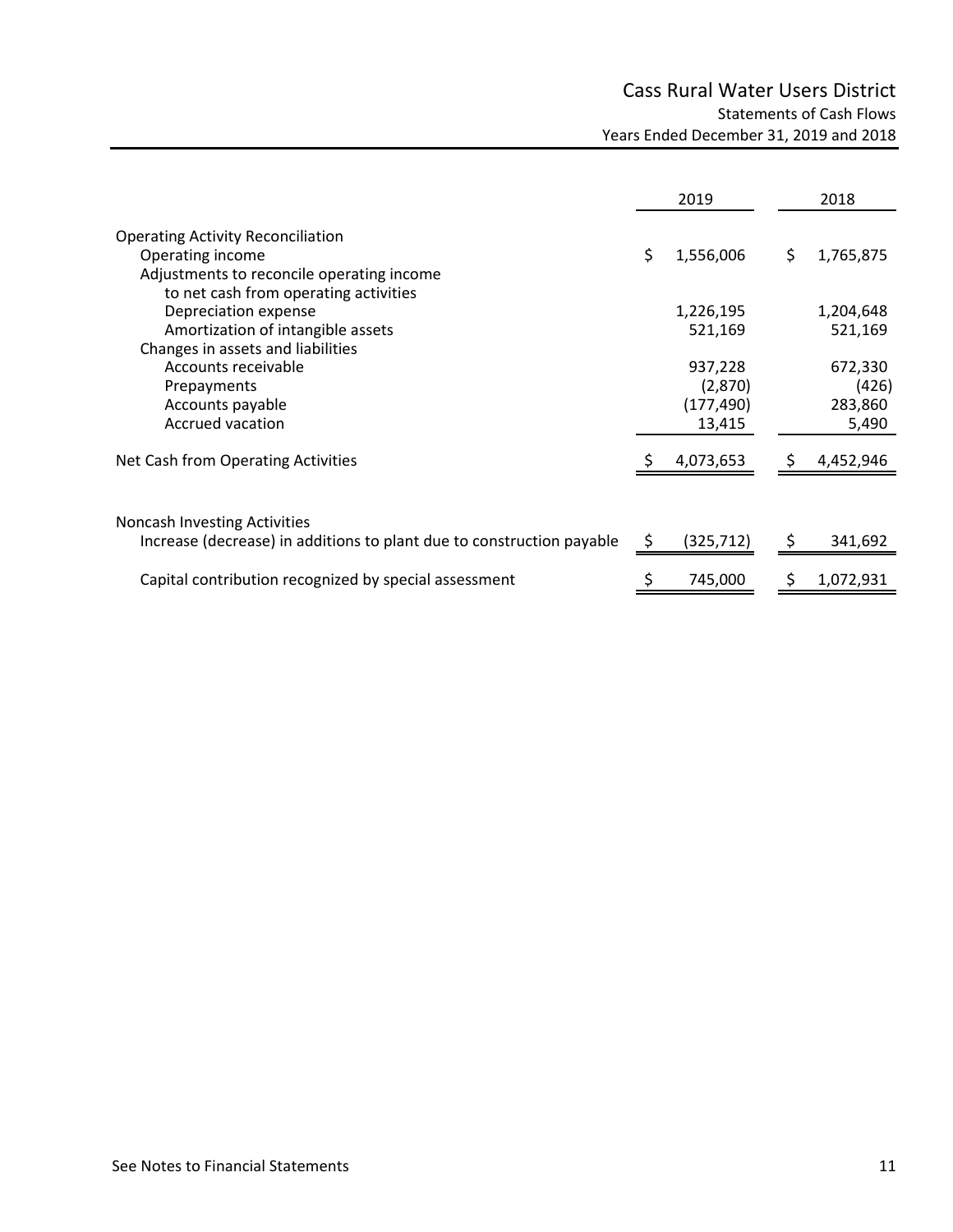# Cass Rural Water Users District

## Statements of Cash Flows

### Years Ended December 31, 2019 and 2018

| | 2019 | 2018 |
|---|---|---|
| **Operating Activity Reconciliation** | | |
| Operating income | $ 1,556,006 | $ 1,765,875 |
| Adjustments to reconcile operating income to net cash from operating activities | | |
| Depreciation expense | 1,226,195 | 1,204,648 |
| Amortization of intangible assets | 521,169 | 521,169 |
| Changes in assets and liabilities | | |
| Accounts receivable | 937,228 | 672,330 |
| Prepayments | (2,870) | (426) |
| Accounts payable | (177,490) | 283,860 |
| Accrued vacation | 13,415 | 5,490 |
| Net Cash from Operating Activities | $ 4,073,653 | $ 4,452,946 |
| | | |
| **Noncash Investing Activities** | | |
| Increase (decrease) in additions to plant due to construction payable | $ (325,712) | $ 341,692 |
| Capital contribution recognized by special assessment | $ 745,000 | $ 1,072,931 |

See Notes to Financial Statements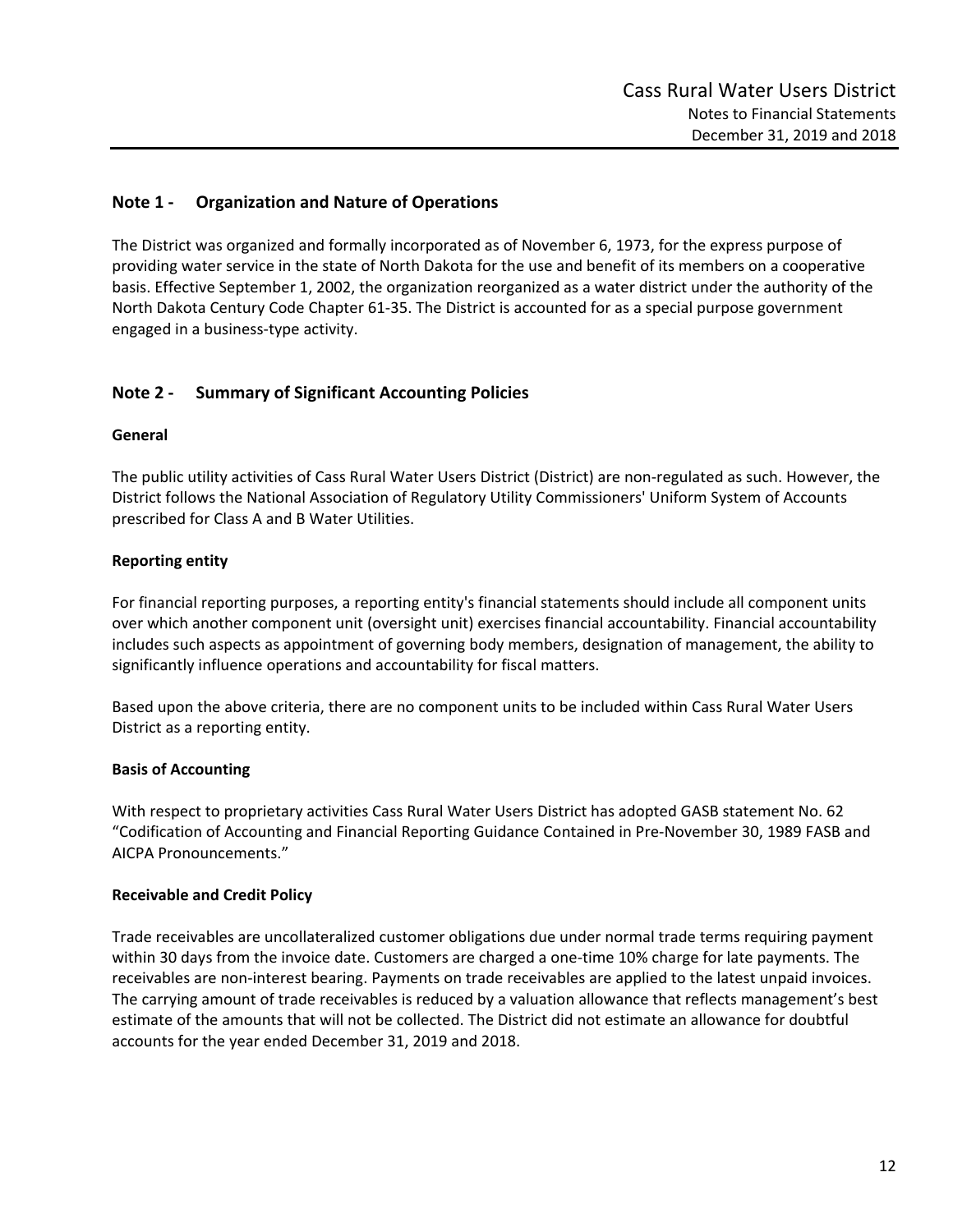## Note 1 - Organization and Nature of Operations

The District was organized and formally incorporated as of November 6, 1973, for the express purpose of providing water service in the state of North Dakota for the use and benefit of its members on a cooperative basis. Effective September 1, 2002, the organization reorganized as a water district under the authority of the North Dakota Century Code Chapter 61-35. The District is accounted for as a special purpose government engaged in a business-type activity.

## Note 2 - Summary of Significant Accounting Policies

### General

The public utility activities of Cass Rural Water Users District (District) are non-regulated as such. However, the District follows the National Association of Regulatory Utility Commissioners' Uniform System of Accounts prescribed for Class A and B Water Utilities.

### Reporting entity

For financial reporting purposes, a reporting entity's financial statements should include all component units over which another component unit (oversight unit) exercises financial accountability. Financial accountability includes such aspects as appointment of governing body members, designation of management, the ability to significantly influence operations and accountability for fiscal matters.

Based upon the above criteria, there are no component units to be included within Cass Rural Water Users District as a reporting entity.

### Basis of Accounting

With respect to proprietary activities Cass Rural Water Users District has adopted GASB statement No. 62 "Codification of Accounting and Financial Reporting Guidance Contained in Pre-November 30, 1989 FASB and AICPA Pronouncements."

### Receivable and Credit Policy

Trade receivables are uncollateralized customer obligations due under normal trade terms requiring payment within 30 days from the invoice date. Customers are charged a one-time 10% charge for late payments. The receivables are non-interest bearing. Payments on trade receivables are applied to the latest unpaid invoices. The carrying amount of trade receivables is reduced by a valuation allowance that reflects management's best estimate of the amounts that will not be collected. The District did not estimate an allowance for doubtful accounts for the year ended December 31, 2019 and 2018.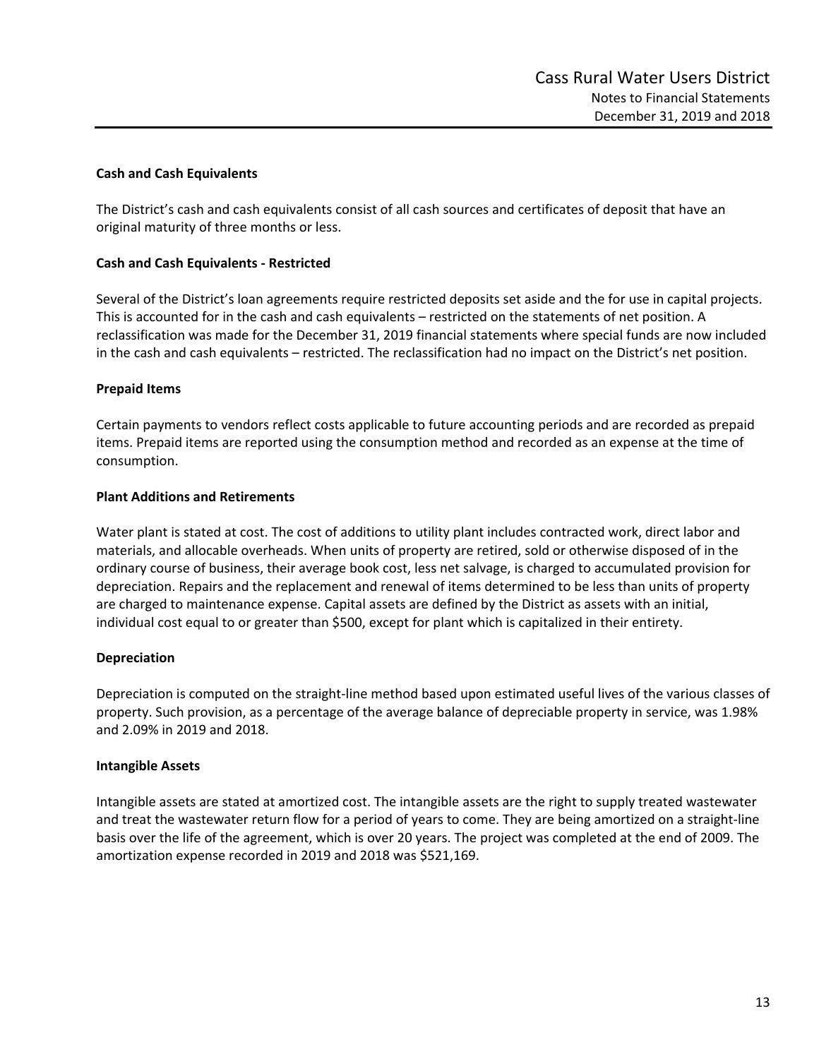### Cash and Cash Equivalents

The District's cash and cash equivalents consist of all cash sources and certificates of deposit that have an original maturity of three months or less.

### Cash and Cash Equivalents - Restricted

Several of the District's loan agreements require restricted deposits set aside and the for use in capital projects. This is accounted for in the cash and cash equivalents – restricted on the statements of net position. A reclassification was made for the December 31, 2019 financial statements where special funds are now included in the cash and cash equivalents – restricted. The reclassification had no impact on the District's net position.

### Prepaid Items

Certain payments to vendors reflect costs applicable to future accounting periods and are recorded as prepaid items. Prepaid items are reported using the consumption method and recorded as an expense at the time of consumption.

### Plant Additions and Retirements

Water plant is stated at cost. The cost of additions to utility plant includes contracted work, direct labor and materials, and allocable overheads. When units of property are retired, sold or otherwise disposed of in the ordinary course of business, their average book cost, less net salvage, is charged to accumulated provision for depreciation. Repairs and the replacement and renewal of items determined to be less than units of property are charged to maintenance expense. Capital assets are defined by the District as assets with an initial, individual cost equal to or greater than $500, except for plant which is capitalized in their entirety.

### Depreciation

Depreciation is computed on the straight-line method based upon estimated useful lives of the various classes of property. Such provision, as a percentage of the average balance of depreciable property in service, was 1.98% and 2.09% in 2019 and 2018.

### Intangible Assets

Intangible assets are stated at amortized cost. The intangible assets are the right to supply treated wastewater and treat the wastewater return flow for a period of years to come. They are being amortized on a straight-line basis over the life of the agreement, which is over 20 years. The project was completed at the end of 2009. The amortization expense recorded in 2019 and 2018 was $521,169.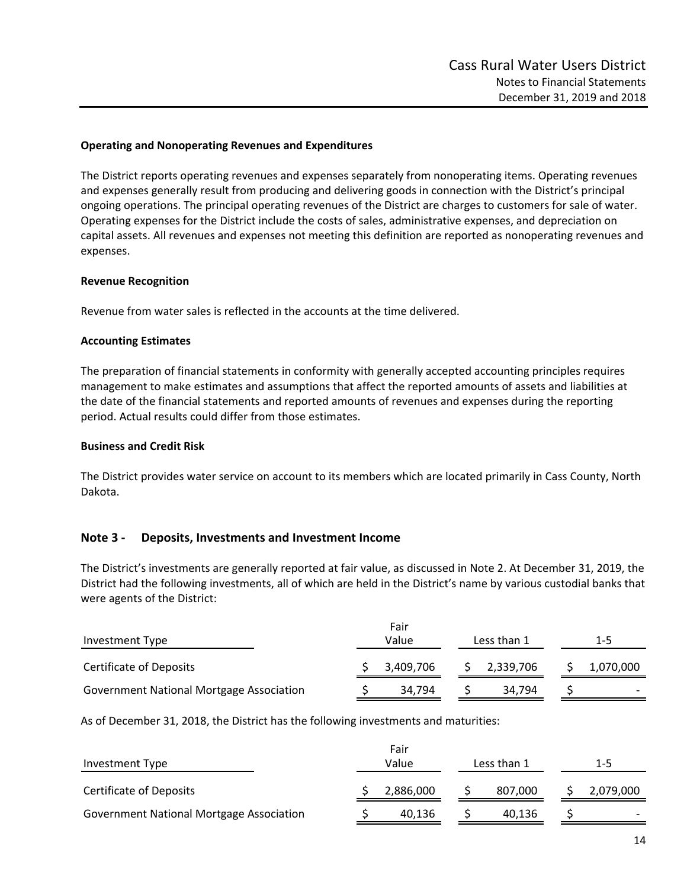### Operating and Nonoperating Revenues and Expenditures

The District reports operating revenues and expenses separately from nonoperating items. Operating revenues and expenses generally result from producing and delivering goods in connection with the District's principal ongoing operations. The principal operating revenues of the District are charges to customers for sale of water. Operating expenses for the District include the costs of sales, administrative expenses, and depreciation on capital assets. All revenues and expenses not meeting this definition are reported as nonoperating revenues and expenses.

### Revenue Recognition

Revenue from water sales is reflected in the accounts at the time delivered.

### Accounting Estimates

The preparation of financial statements in conformity with generally accepted accounting principles requires management to make estimates and assumptions that affect the reported amounts of assets and liabilities at the date of the financial statements and reported amounts of revenues and expenses during the reporting period. Actual results could differ from those estimates.

### Business and Credit Risk

The District provides water service on account to its members which are located primarily in Cass County, North Dakota.

## Note 3 - Deposits, Investments and Investment Income

The District's investments are generally reported at fair value, as discussed in Note 2. At December 31, 2019, the District had the following investments, all of which are held in the District's name by various custodial banks that were agents of the District:

| Investment Type | Fair Value | Less than 1 | 1-5 |
|---|---|---|---|
| Certificate of Deposits | $ 3,409,706 | $ 2,339,706 | $ 1,070,000 |
| Government National Mortgage Association | $ 34,794 | $ 34,794 | $ - |

As of December 31, 2018, the District has the following investments and maturities:

| Investment Type | Fair Value | Less than 1 | 1-5 |
|---|---|---|---|
| Certificate of Deposits | $ 2,886,000 | $ 807,000 | $ 2,079,000 |
| Government National Mortgage Association | $ 40,136 | $ 40,136 | $ - |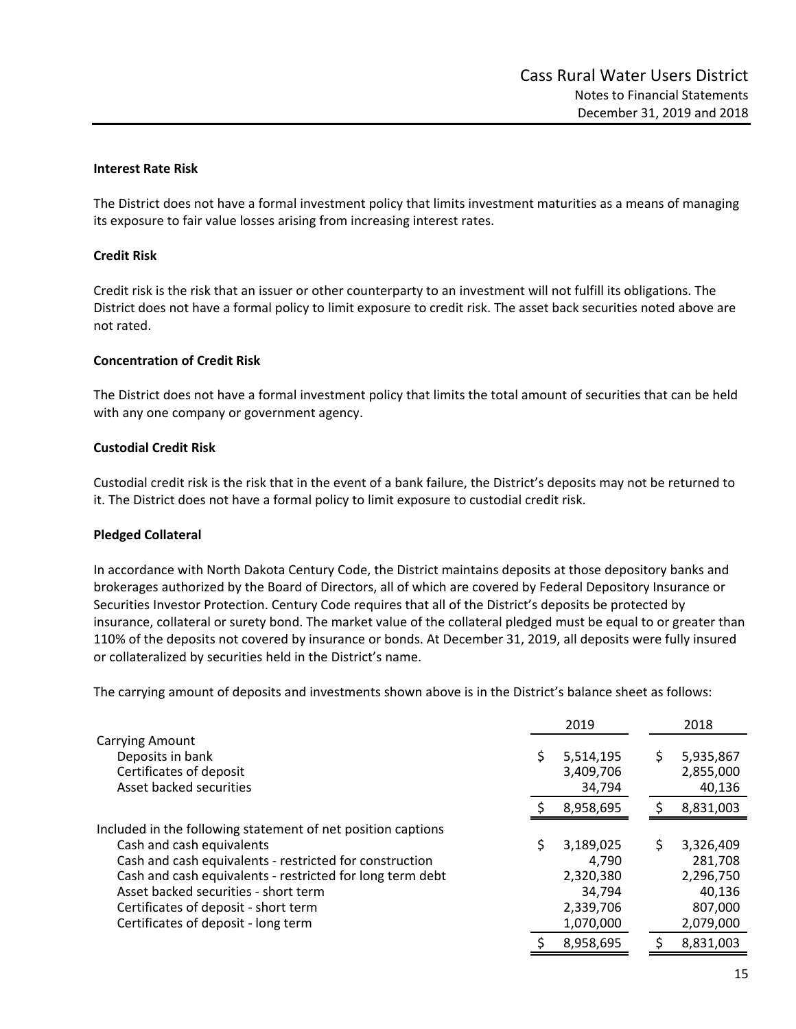### Interest Rate Risk

The District does not have a formal investment policy that limits investment maturities as a means of managing its exposure to fair value losses arising from increasing interest rates.

### Credit Risk

Credit risk is the risk that an issuer or other counterparty to an investment will not fulfill its obligations. The District does not have a formal policy to limit exposure to credit risk. The asset back securities noted above are not rated.

### Concentration of Credit Risk

The District does not have a formal investment policy that limits the total amount of securities that can be held with any one company or government agency.

### Custodial Credit Risk

Custodial credit risk is the risk that in the event of a bank failure, the District's deposits may not be returned to it. The District does not have a formal policy to limit exposure to custodial credit risk.

### Pledged Collateral

In accordance with North Dakota Century Code, the District maintains deposits at those depository banks and brokerages authorized by the Board of Directors, all of which are covered by Federal Depository Insurance or Securities Investor Protection. Century Code requires that all of the District's deposits be protected by insurance, collateral or surety bond. The market value of the collateral pledged must be equal to or greater than 110% of the deposits not covered by insurance or bonds. At December 31, 2019, all deposits were fully insured or collateralized by securities held in the District's name.

The carrying amount of deposits and investments shown above is in the District's balance sheet as follows:

| | 2019 | 2018 |
|---|---|---|
| Carrying Amount | | |
| Deposits in bank | $ 5,514,195 | $ 5,935,867 |
| Certificates of deposit | 3,409,706 | 2,855,000 |
| Asset backed securities | 34,794 | 40,136 |
| | $ 8,958,695 | $ 8,831,003 |
| Included in the following statement of net position captions | | |
| Cash and cash equivalents | $ 3,189,025 | $ 3,326,409 |
| Cash and cash equivalents - restricted for construction | 4,790 | 281,708 |
| Cash and cash equivalents - restricted for long term debt | 2,320,380 | 2,296,750 |
| Asset backed securities - short term | 34,794 | 40,136 |
| Certificates of deposit - short term | 2,339,706 | 807,000 |
| Certificates of deposit - long term | 1,070,000 | 2,079,000 |
| | $ 8,958,695 | $ 8,831,003 |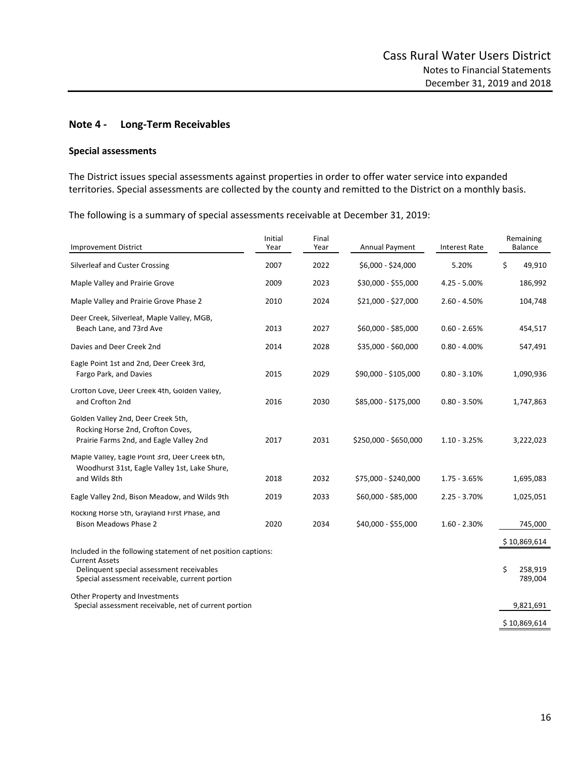## Note 4 - Long-Term Receivables

### Special assessments

The District issues special assessments against properties in order to offer water service into expanded territories. Special assessments are collected by the county and remitted to the District on a monthly basis.

The following is a summary of special assessments receivable at December 31, 2019:

| Improvement District | Initial Year | Final Year | Annual Payment | Interest Rate | Remaining Balance |
|---|---|---|---|---|---|
| Silverleaf and Custer Crossing | 2007 | 2022 | $6,000 - $24,000 | 5.20% | $ 49,910 |
| Maple Valley and Prairie Grove | 2009 | 2023 | $30,000 - $55,000 | 4.25 - 5.00% | 186,992 |
| Maple Valley and Prairie Grove Phase 2 | 2010 | 2024 | $21,000 - $27,000 | 2.60 - 4.50% | 104,748 |
| Deer Creek, Silverleaf, Maple Valley, MGB, Beach Lane, and 73rd Ave | 2013 | 2027 | $60,000 - $85,000 | 0.60 - 2.65% | 454,517 |
| Davies and Deer Creek 2nd | 2014 | 2028 | $35,000 - $60,000 | 0.80 - 4.00% | 547,491 |
| Eagle Point 1st and 2nd, Deer Creek 3rd, Fargo Park, and Davies | 2015 | 2029 | $90,000 - $105,000 | 0.80 - 3.10% | 1,090,936 |
| Crofton Cove, Deer Creek 4th, Golden Valley, and Crofton 2nd | 2016 | 2030 | $85,000 - $175,000 | 0.80 - 3.50% | 1,747,863 |
| Golden Valley 2nd, Deer Creek 5th, Rocking Horse 2nd, Crofton Coves, Prairie Farms 2nd, and Eagle Valley 2nd | 2017 | 2031 | $250,000 - $650,000 | 1.10 - 3.25% | 3,222,023 |
| Maple Valley, Eagle Point 3rd, Deer Creek 6th, Woodhurst 31st, Eagle Valley 1st, Lake Shure, and Wilds 8th | 2018 | 2032 | $75,000 - $240,000 | 1.75 - 3.65% | 1,695,083 |
| Eagle Valley 2nd, Bison Meadow, and Wilds 9th | 2019 | 2033 | $60,000 - $85,000 | 2.25 - 3.70% | 1,025,051 |
| Rocking Horse 5th, Grayland First Phase, and Bison Meadows Phase 2 | 2020 | 2034 | $40,000 - $55,000 | 1.60 - 2.30% | 745,000 |
| | | | | | $ 10,869,614 |

| Included in the following statement of net position captions: | |
|---|---|
| Current Assets | |
| Delinquent special assessment receivables | $ 258,919 |
| Special assessment receivable, current portion | 789,004 |
| Other Property and Investments | |
| Special assessment receivable, net of current portion | 9,821,691 |
| | $ 10,869,614 |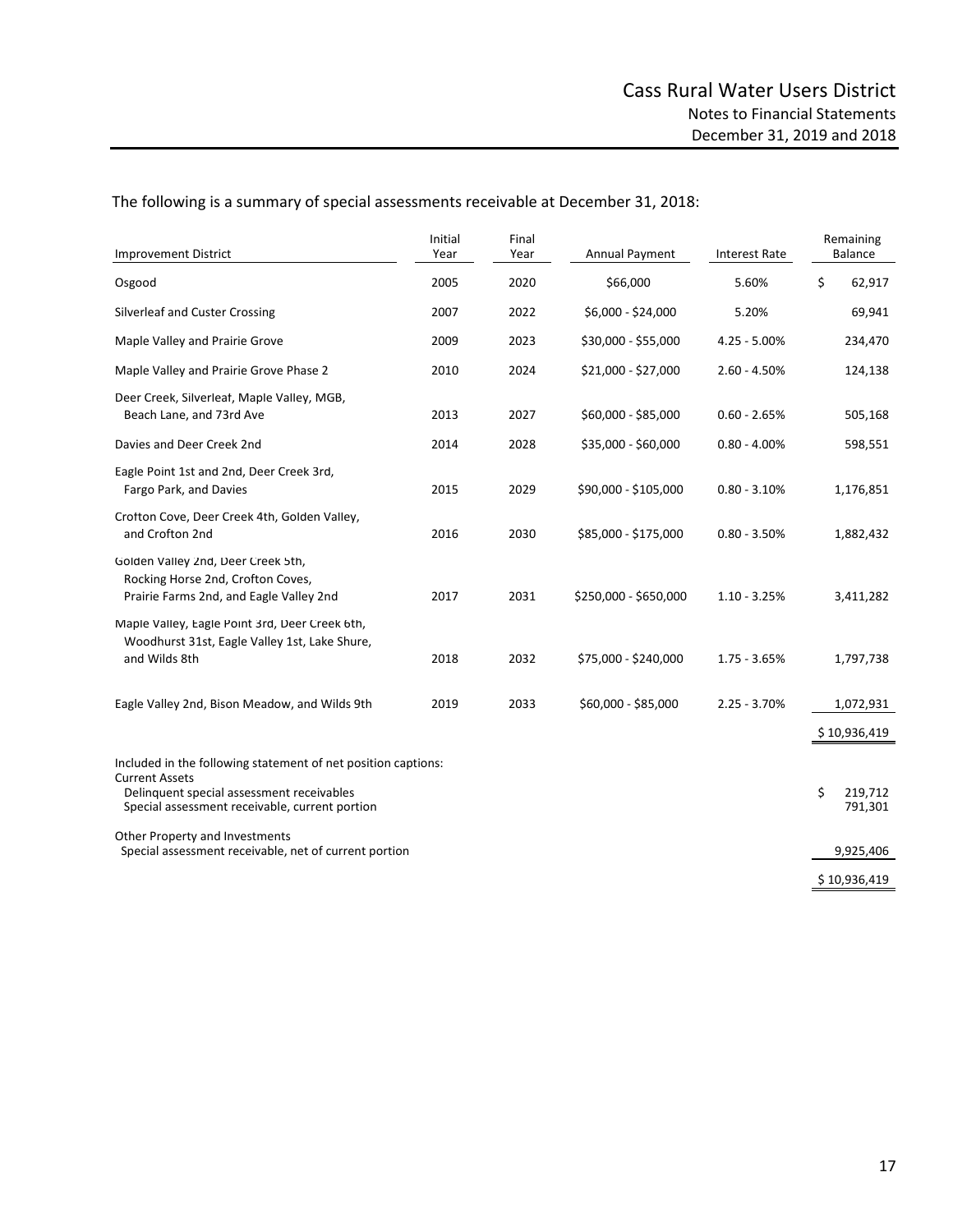The following is a summary of special assessments receivable at December 31, 2018:

| Improvement District | Initial Year | Final Year | Annual Payment | Interest Rate | Remaining Balance |
|---|---|---|---|---|---|
| Osgood | 2005 | 2020 | $66,000 | 5.60% | $ 62,917 |
| Silverleaf and Custer Crossing | 2007 | 2022 | $6,000 - $24,000 | 5.20% | 69,941 |
| Maple Valley and Prairie Grove | 2009 | 2023 | $30,000 - $55,000 | 4.25 - 5.00% | 234,470 |
| Maple Valley and Prairie Grove Phase 2 | 2010 | 2024 | $21,000 - $27,000 | 2.60 - 4.50% | 124,138 |
| Deer Creek, Silverleaf, Maple Valley, MGB, Beach Lane, and 73rd Ave | 2013 | 2027 | $60,000 - $85,000 | 0.60 - 2.65% | 505,168 |
| Davies and Deer Creek 2nd | 2014 | 2028 | $35,000 - $60,000 | 0.80 - 4.00% | 598,551 |
| Eagle Point 1st and 2nd, Deer Creek 3rd, Fargo Park, and Davies | 2015 | 2029 | $90,000 - $105,000 | 0.80 - 3.10% | 1,176,851 |
| Crofton Cove, Deer Creek 4th, Golden Valley, and Crofton 2nd | 2016 | 2030 | $85,000 - $175,000 | 0.80 - 3.50% | 1,882,432 |
| Golden Valley 2nd, Deer Creek 5th, Rocking Horse 2nd, Crofton Coves, Prairie Farms 2nd, and Eagle Valley 2nd | 2017 | 2031 | $250,000 - $650,000 | 1.10 - 3.25% | 3,411,282 |
| Maple Valley, Eagle Point 3rd, Deer Creek 6th, Woodhurst 31st, Eagle Valley 1st, Lake Shure, and Wilds 8th | 2018 | 2032 | $75,000 - $240,000 | 1.75 - 3.65% | 1,797,738 |
| Eagle Valley 2nd, Bison Meadow, and Wilds 9th | 2019 | 2033 | $60,000 - $85,000 | 2.25 - 3.70% | 1,072,931 |
| | | | | | $ 10,936,419 |

| Included in the following statement of net position captions: | |
|---|---|
| Current Assets | |
| Delinquent special assessment receivables | $ 219,712 |
| Special assessment receivable, current portion | 791,301 |
| Other Property and Investments | |
| Special assessment receivable, net of current portion | 9,925,406 |
| | $ 10,936,419 |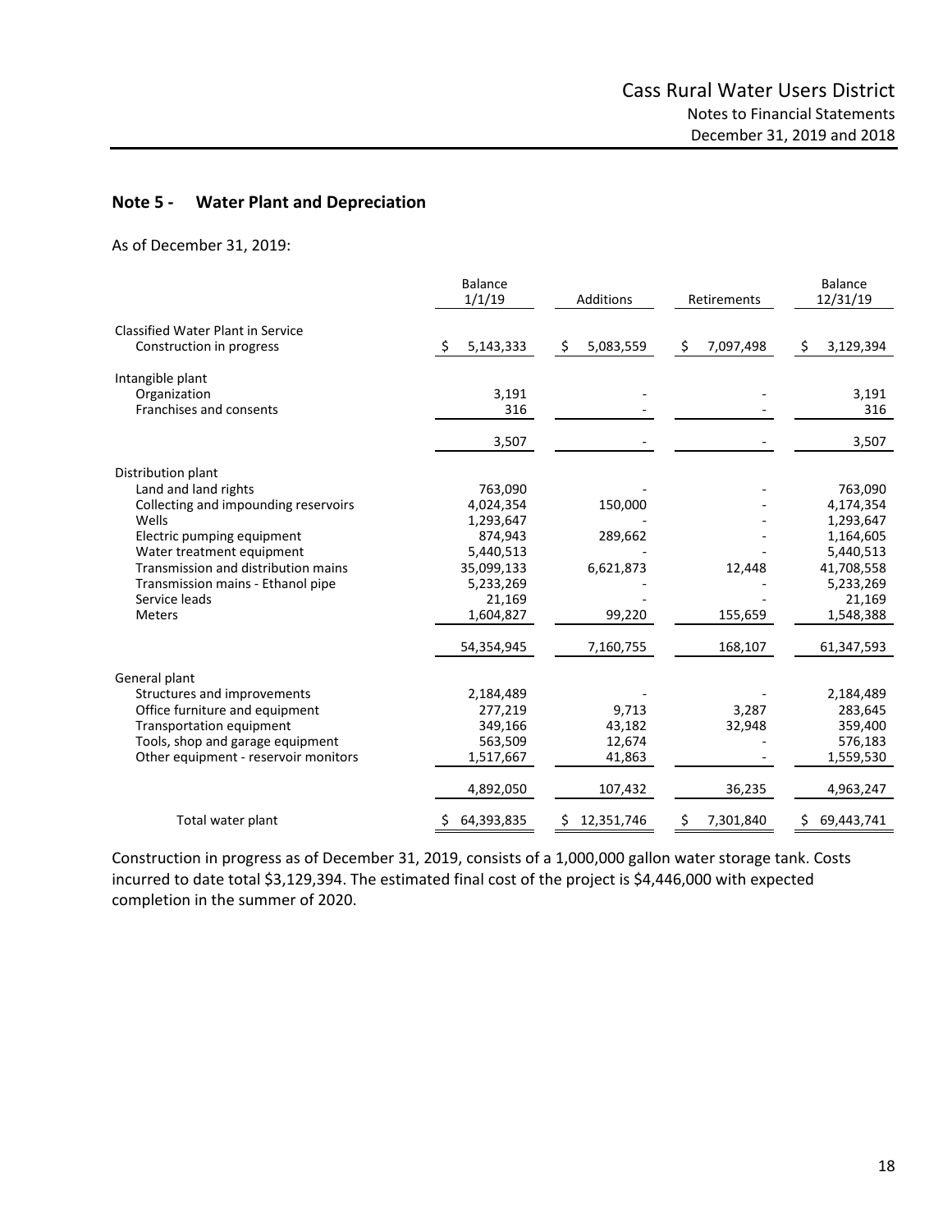## Note 5 - Water Plant and Depreciation

As of December 31, 2019:

| | Balance 1/1/19 | Additions | Retirements | Balance 12/31/19 |
|---|---|---|---|---|
| Classified Water Plant in Service | | | | |
| Construction in progress | $ 5,143,333 | $ 5,083,559 | $ 7,097,498 | $ 3,129,394 |
| Intangible plant | | | | |
| Organization | 3,191 | - | - | 3,191 |
| Franchises and consents | 316 | - | - | 316 |
| | 3,507 | - | - | 3,507 |
| Distribution plant | | | | |
| Land and land rights | 763,090 | - | - | 763,090 |
| Collecting and impounding reservoirs | 4,024,354 | 150,000 | - | 4,174,354 |
| Wells | 1,293,647 | - | - | 1,293,647 |
| Electric pumping equipment | 874,943 | 289,662 | - | 1,164,605 |
| Water treatment equipment | 5,440,513 | - | - | 5,440,513 |
| Transmission and distribution mains | 35,099,133 | 6,621,873 | 12,448 | 41,708,558 |
| Transmission mains - Ethanol pipe | 5,233,269 | - | - | 5,233,269 |
| Service leads | 21,169 | - | - | 21,169 |
| Meters | 1,604,827 | 99,220 | 155,659 | 1,548,388 |
| | 54,354,945 | 7,160,755 | 168,107 | 61,347,593 |
| General plant | | | | |
| Structures and improvements | 2,184,489 | - | - | 2,184,489 |
| Office furniture and equipment | 277,219 | 9,713 | 3,287 | 283,645 |
| Transportation equipment | 349,166 | 43,182 | 32,948 | 359,400 |
| Tools, shop and garage equipment | 563,509 | 12,674 | - | 576,183 |
| Other equipment - reservoir monitors | 1,517,667 | 41,863 | - | 1,559,530 |
| | 4,892,050 | 107,432 | 36,235 | 4,963,247 |
| Total water plant | $ 64,393,835 | $ 12,351,746 | $ 7,301,840 | $ 69,443,741 |

Construction in progress as of December 31, 2019, consists of a 1,000,000 gallon water storage tank. Costs incurred to date total $3,129,394. The estimated final cost of the project is $4,446,000 with expected completion in the summer of 2020.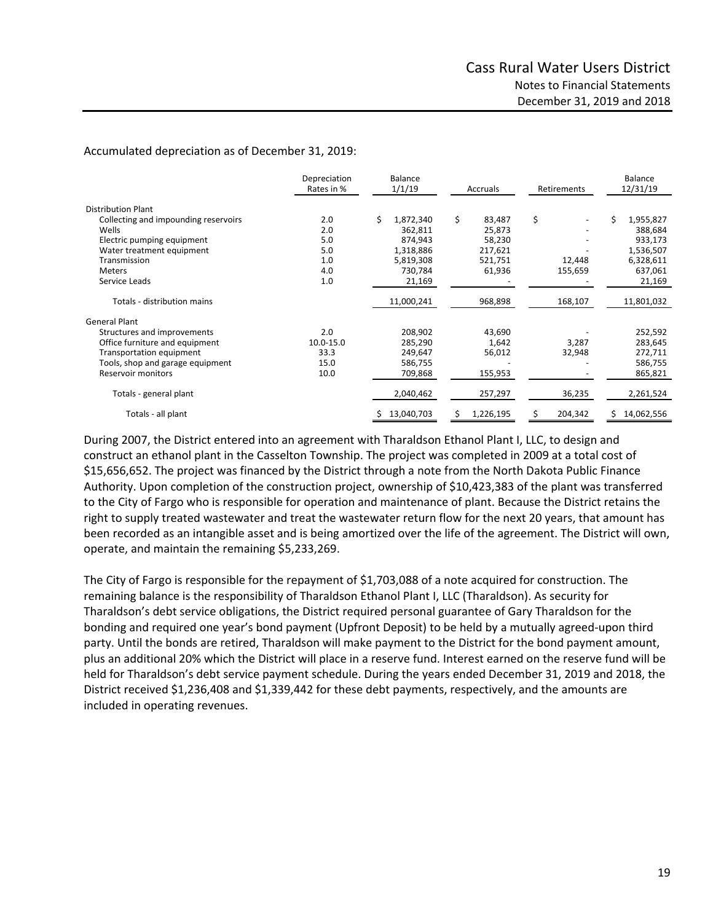Accumulated depreciation as of December 31, 2019:

| | Depreciation Rates in % | Balance 1/1/19 | Accruals | Retirements | Balance 12/31/19 |
|---|---|---|---|---|---|
| Distribution Plant | | | | | |
| Collecting and impounding reservoirs | 2.0 | $ 1,872,340 | $ 83,487 | $ - | $ 1,955,827 |
| Wells | 2.0 | 362,811 | 25,873 | - | 388,684 |
| Electric pumping equipment | 5.0 | 874,943 | 58,230 | - | 933,173 |
| Water treatment equipment | 5.0 | 1,318,886 | 217,621 | - | 1,536,507 |
| Transmission | 1.0 | 5,819,308 | 521,751 | 12,448 | 6,328,611 |
| Meters | 4.0 | 730,784 | 61,936 | 155,659 | 637,061 |
| Service Leads | 1.0 | 21,169 | - | - | 21,169 |
| Totals - distribution mains | | 11,000,241 | 968,898 | 168,107 | 11,801,032 |
| General Plant | | | | | |
| Structures and improvements | 2.0 | 208,902 | 43,690 | - | 252,592 |
| Office furniture and equipment | 10.0-15.0 | 285,290 | 1,642 | 3,287 | 283,645 |
| Transportation equipment | 33.3 | 249,647 | 56,012 | 32,948 | 272,711 |
| Tools, shop and garage equipment | 15.0 | 586,755 | - | - | 586,755 |
| Reservoir monitors | 10.0 | 709,868 | 155,953 | - | 865,821 |
| Totals - general plant | | 2,040,462 | 257,297 | 36,235 | 2,261,524 |
| Totals - all plant | | $ 13,040,703 | $ 1,226,195 | $ 204,342 | $ 14,062,556 |

During 2007, the District entered into an agreement with Tharaldson Ethanol Plant I, LLC, to design and construct an ethanol plant in the Casselton Township. The project was completed in 2009 at a total cost of $15,656,652. The project was financed by the District through a note from the North Dakota Public Finance Authority. Upon completion of the construction project, ownership of $10,423,383 of the plant was transferred to the City of Fargo who is responsible for operation and maintenance of plant. Because the District retains the right to supply treated wastewater and treat the wastewater return flow for the next 20 years, that amount has been recorded as an intangible asset and is being amortized over the life of the agreement. The District will own, operate, and maintain the remaining $5,233,269.

The City of Fargo is responsible for the repayment of $1,703,088 of a note acquired for construction. The remaining balance is the responsibility of Tharaldson Ethanol Plant I, LLC (Tharaldson). As security for Tharaldson's debt service obligations, the District required personal guarantee of Gary Tharaldson for the bonding and required one year's bond payment (Upfront Deposit) to be held by a mutually agreed-upon third party. Until the bonds are retired, Tharaldson will make payment to the District for the bond payment amount, plus an additional 20% which the District will place in a reserve fund. Interest earned on the reserve fund will be held for Tharaldson's debt service payment schedule. During the years ended December 31, 2019 and 2018, the District received $1,236,408 and $1,339,442 for these debt payments, respectively, and the amounts are included in operating revenues.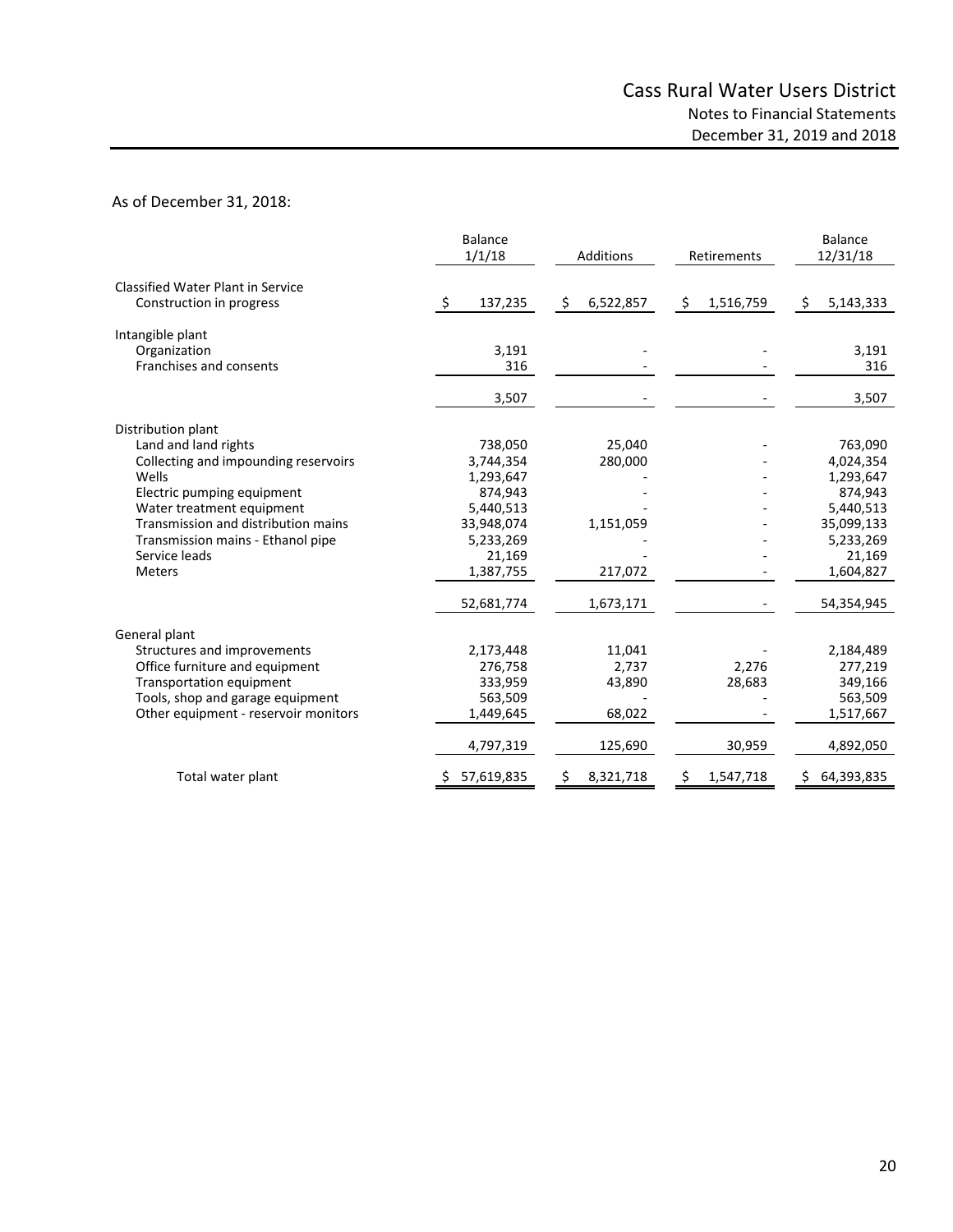As of December 31, 2018:

| | Balance 1/1/18 | Additions | Retirements | Balance 12/31/18 |
|---|---|---|---|---|
| Classified Water Plant in Service | | | | |
| Construction in progress | $ 137,235 | $ 6,522,857 | $ 1,516,759 | $ 5,143,333 |
| Intangible plant | | | | |
| Organization | 3,191 | - | - | 3,191 |
| Franchises and consents | 316 | - | - | 316 |
| | 3,507 | - | - | 3,507 |
| Distribution plant | | | | |
| Land and land rights | 738,050 | 25,040 | - | 763,090 |
| Collecting and impounding reservoirs | 3,744,354 | 280,000 | - | 4,024,354 |
| Wells | 1,293,647 | - | - | 1,293,647 |
| Electric pumping equipment | 874,943 | - | - | 874,943 |
| Water treatment equipment | 5,440,513 | - | - | 5,440,513 |
| Transmission and distribution mains | 33,948,074 | 1,151,059 | - | 35,099,133 |
| Transmission mains - Ethanol pipe | 5,233,269 | - | - | 5,233,269 |
| Service leads | 21,169 | - | - | 21,169 |
| Meters | 1,387,755 | 217,072 | - | 1,604,827 |
| | 52,681,774 | 1,673,171 | - | 54,354,945 |
| General plant | | | | |
| Structures and improvements | 2,173,448 | 11,041 | - | 2,184,489 |
| Office furniture and equipment | 276,758 | 2,737 | 2,276 | 277,219 |
| Transportation equipment | 333,959 | 43,890 | 28,683 | 349,166 |
| Tools, shop and garage equipment | 563,509 | - | - | 563,509 |
| Other equipment - reservoir monitors | 1,449,645 | 68,022 | - | 1,517,667 |
| | 4,797,319 | 125,690 | 30,959 | 4,892,050 |
| Total water plant | $ 57,619,835 | $ 8,321,718 | $ 1,547,718 | $ 64,393,835 |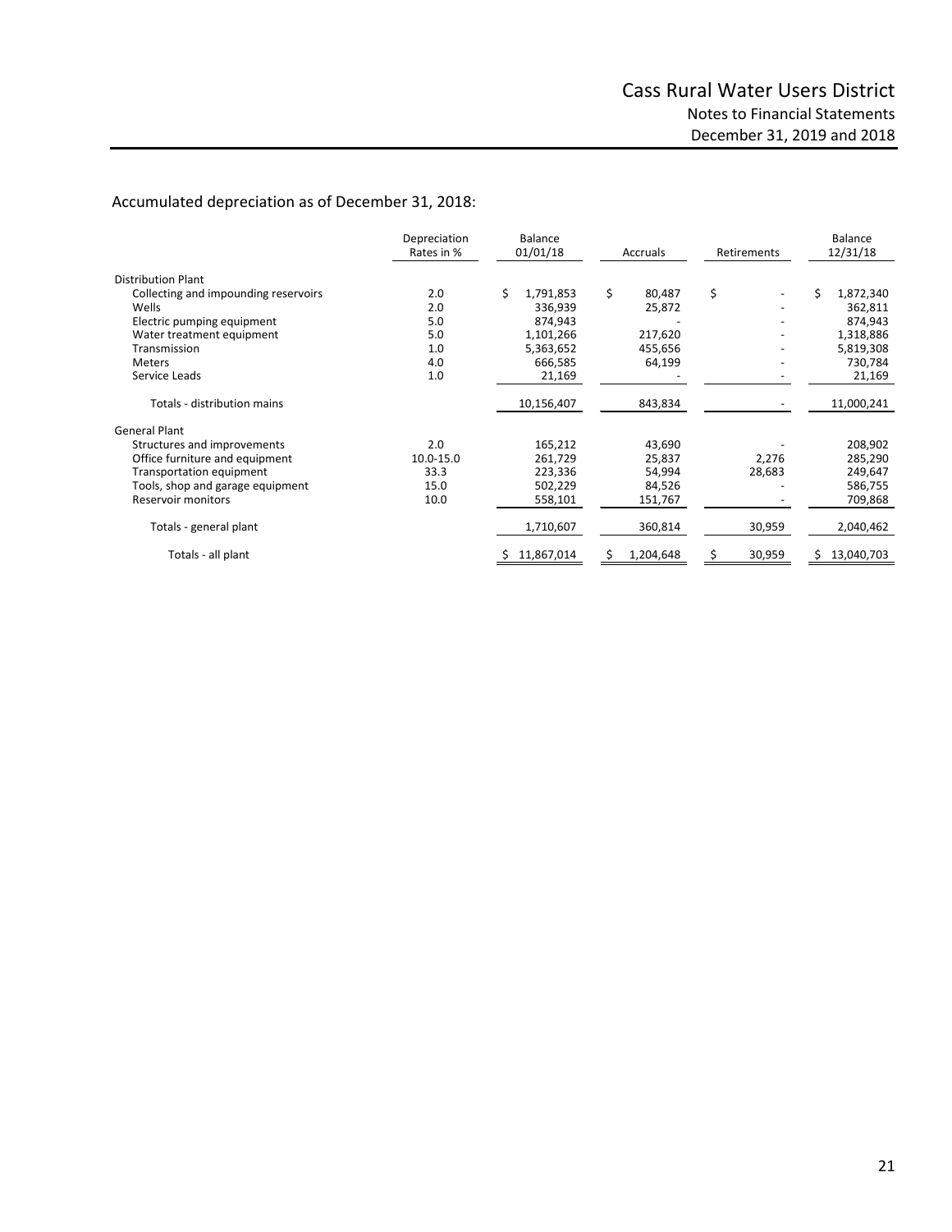Accumulated depreciation as of December 31, 2018:

| | Depreciation Rates in % | Balance 01/01/18 | Accruals | Retirements | Balance 12/31/18 |
|---|---|---|---|---|---|
| Distribution Plant | | | | | |
| Collecting and impounding reservoirs | 2.0 | $ 1,791,853 | $ 80,487 | $ - | $ 1,872,340 |
| Wells | 2.0 | 336,939 | 25,872 | - | 362,811 |
| Electric pumping equipment | 5.0 | 874,943 | - | - | 874,943 |
| Water treatment equipment | 5.0 | 1,101,266 | 217,620 | - | 1,318,886 |
| Transmission | 1.0 | 5,363,652 | 455,656 | - | 5,819,308 |
| Meters | 4.0 | 666,585 | 64,199 | - | 730,784 |
| Service Leads | 1.0 | 21,169 | - | - | 21,169 |
| Totals - distribution mains | | 10,156,407 | 843,834 | - | 11,000,241 |
| General Plant | | | | | |
| Structures and improvements | 2.0 | 165,212 | 43,690 | - | 208,902 |
| Office furniture and equipment | 10.0-15.0 | 261,729 | 25,837 | 2,276 | 285,290 |
| Transportation equipment | 33.3 | 223,336 | 54,994 | 28,683 | 249,647 |
| Tools, shop and garage equipment | 15.0 | 502,229 | 84,526 | - | 586,755 |
| Reservoir monitors | 10.0 | 558,101 | 151,767 | - | 709,868 |
| Totals - general plant | | 1,710,607 | 360,814 | 30,959 | 2,040,462 |
| Totals - all plant | | $ 11,867,014 | $ 1,204,648 | $ 30,959 | $ 13,040,703 |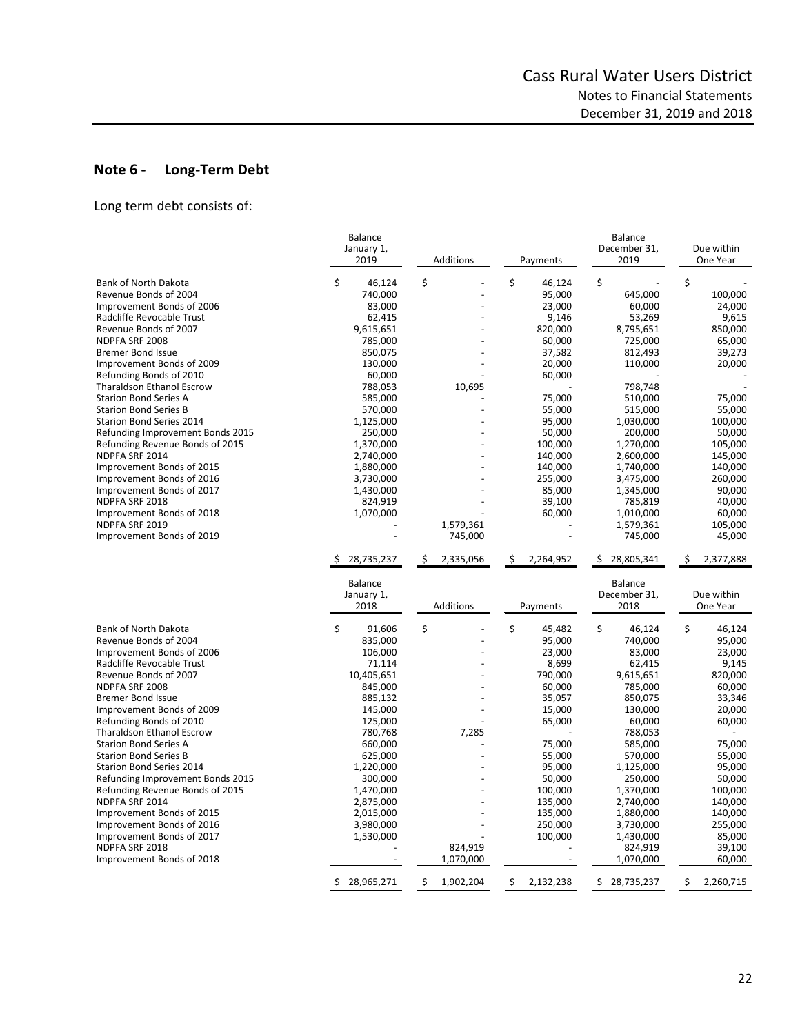## Note 6 - Long-Term Debt

Long term debt consists of:

| | Balance January 1, 2019 | Additions | Payments | Balance December 31, 2019 | Due within One Year |
|---|---|---|---|---|---|
| Bank of North Dakota | $ 46,124 | $ - | $ 46,124 | $ - | $ - |
| Revenue Bonds of 2004 | 740,000 | - | 95,000 | 645,000 | 100,000 |
| Improvement Bonds of 2006 | 83,000 | - | 23,000 | 60,000 | 24,000 |
| Radcliffe Revocable Trust | 62,415 | - | 9,146 | 53,269 | 9,615 |
| Revenue Bonds of 2007 | 9,615,651 | - | 820,000 | 8,795,651 | 850,000 |
| NDPFA SRF 2008 | 785,000 | - | 60,000 | 725,000 | 65,000 |
| Bremer Bond Issue | 850,075 | - | 37,582 | 812,493 | 39,273 |
| Improvement Bonds of 2009 | 130,000 | - | 20,000 | 110,000 | 20,000 |
| Refunding Bonds of 2010 | 60,000 | - | 60,000 | - | - |
| Tharaldson Ethanol Escrow | 788,053 | 10,695 | - | 798,748 | - |
| Starion Bond Series A | 585,000 | - | 75,000 | 510,000 | 75,000 |
| Starion Bond Series B | 570,000 | - | 55,000 | 515,000 | 55,000 |
| Starion Bond Series 2014 | 1,125,000 | - | 95,000 | 1,030,000 | 100,000 |
| Refunding Improvement Bonds 2015 | 250,000 | - | 50,000 | 200,000 | 50,000 |
| Refunding Revenue Bonds of 2015 | 1,370,000 | - | 100,000 | 1,270,000 | 105,000 |
| NDPFA SRF 2014 | 2,740,000 | - | 140,000 | 2,600,000 | 145,000 |
| Improvement Bonds of 2015 | 1,880,000 | - | 140,000 | 1,740,000 | 140,000 |
| Improvement Bonds of 2016 | 3,730,000 | - | 255,000 | 3,475,000 | 260,000 |
| Improvement Bonds of 2017 | 1,430,000 | - | 85,000 | 1,345,000 | 90,000 |
| NDPFA SRF 2018 | 824,919 | - | 39,100 | 785,819 | 40,000 |
| Improvement Bonds of 2018 | 1,070,000 | - | 60,000 | 1,010,000 | 60,000 |
| NDPFA SRF 2019 | - | 1,579,361 | - | 1,579,361 | 105,000 |
| Improvement Bonds of 2019 | - | 745,000 | - | 745,000 | 45,000 |
| | $ 28,735,237 | $ 2,335,056 | $ 2,264,952 | $ 28,805,341 | $ 2,377,888 |

| | Balance January 1, 2018 | Additions | Payments | Balance December 31, 2018 | Due within One Year |
|---|---|---|---|---|---|
| Bank of North Dakota | $ 91,606 | $ - | $ 45,482 | $ 46,124 | $ 46,124 |
| Revenue Bonds of 2004 | 835,000 | - | 95,000 | 740,000 | 95,000 |
| Improvement Bonds of 2006 | 106,000 | - | 23,000 | 83,000 | 23,000 |
| Radcliffe Revocable Trust | 71,114 | - | 8,699 | 62,415 | 9,145 |
| Revenue Bonds of 2007 | 10,405,651 | - | 790,000 | 9,615,651 | 820,000 |
| NDPFA SRF 2008 | 845,000 | - | 60,000 | 785,000 | 60,000 |
| Bremer Bond Issue | 885,132 | - | 35,057 | 850,075 | 33,346 |
| Improvement Bonds of 2009 | 145,000 | - | 15,000 | 130,000 | 20,000 |
| Refunding Bonds of 2010 | 125,000 | - | 65,000 | 60,000 | 60,000 |
| Tharaldson Ethanol Escrow | 780,768 | 7,285 | - | 788,053 | - |
| Starion Bond Series A | 660,000 | - | 75,000 | 585,000 | 75,000 |
| Starion Bond Series B | 625,000 | - | 55,000 | 570,000 | 55,000 |
| Starion Bond Series 2014 | 1,220,000 | - | 95,000 | 1,125,000 | 95,000 |
| Refunding Improvement Bonds 2015 | 300,000 | - | 50,000 | 250,000 | 50,000 |
| Refunding Revenue Bonds of 2015 | 1,470,000 | - | 100,000 | 1,370,000 | 100,000 |
| NDPFA SRF 2014 | 2,875,000 | - | 135,000 | 2,740,000 | 140,000 |
| Improvement Bonds of 2015 | 2,015,000 | - | 135,000 | 1,880,000 | 140,000 |
| Improvement Bonds of 2016 | 3,980,000 | - | 250,000 | 3,730,000 | 255,000 |
| Improvement Bonds of 2017 | 1,530,000 | - | 100,000 | 1,430,000 | 85,000 |
| NDPFA SRF 2018 | - | 824,919 | - | 824,919 | 39,100 |
| Improvement Bonds of 2018 | - | 1,070,000 | - | 1,070,000 | 60,000 |
| | $ 28,965,271 | $ 1,902,204 | $ 2,132,238 | $ 28,735,237 | $ 2,260,715 |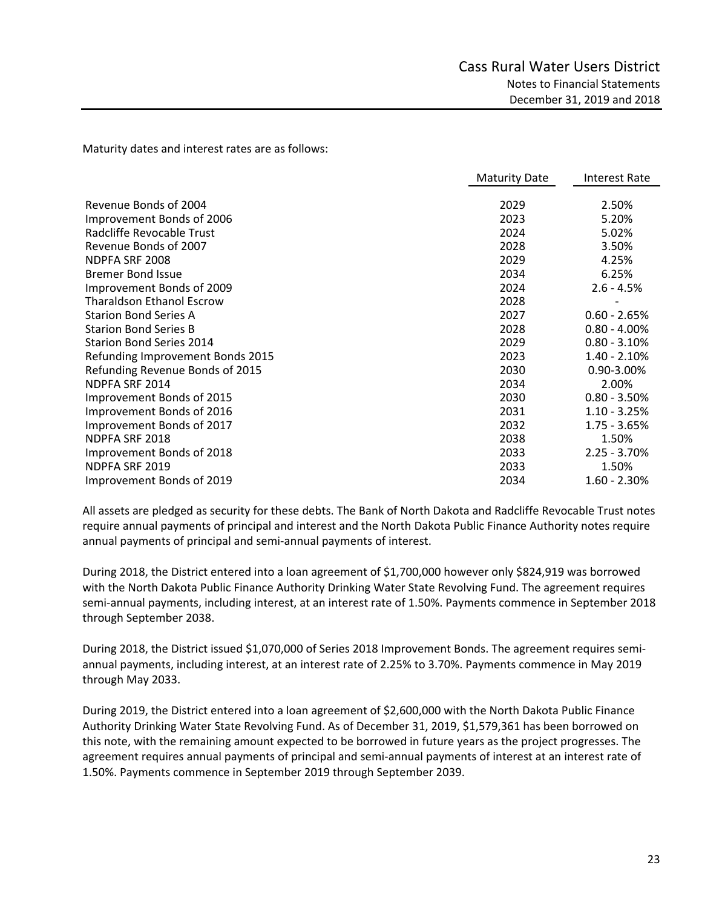Maturity dates and interest rates are as follows:

| | Maturity Date | Interest Rate |
|---|---|---|
| Revenue Bonds of 2004 | 2029 | 2.50% |
| Improvement Bonds of 2006 | 2023 | 5.20% |
| Radcliffe Revocable Trust | 2024 | 5.02% |
| Revenue Bonds of 2007 | 2028 | 3.50% |
| NDPFA SRF 2008 | 2029 | 4.25% |
| Bremer Bond Issue | 2034 | 6.25% |
| Improvement Bonds of 2009 | 2024 | 2.6 - 4.5% |
| Tharaldson Ethanol Escrow | 2028 | - |
| Starion Bond Series A | 2027 | 0.60 - 2.65% |
| Starion Bond Series B | 2028 | 0.80 - 4.00% |
| Starion Bond Series 2014 | 2029 | 0.80 - 3.10% |
| Refunding Improvement Bonds 2015 | 2023 | 1.40 - 2.10% |
| Refunding Revenue Bonds of 2015 | 2030 | 0.90-3.00% |
| NDPFA SRF 2014 | 2034 | 2.00% |
| Improvement Bonds of 2015 | 2030 | 0.80 - 3.50% |
| Improvement Bonds of 2016 | 2031 | 1.10 - 3.25% |
| Improvement Bonds of 2017 | 2032 | 1.75 - 3.65% |
| NDPFA SRF 2018 | 2038 | 1.50% |
| Improvement Bonds of 2018 | 2033 | 2.25 - 3.70% |
| NDPFA SRF 2019 | 2033 | 1.50% |
| Improvement Bonds of 2019 | 2034 | 1.60 - 2.30% |

All assets are pledged as security for these debts. The Bank of North Dakota and Radcliffe Revocable Trust notes require annual payments of principal and interest and the North Dakota Public Finance Authority notes require annual payments of principal and semi-annual payments of interest.

During 2018, the District entered into a loan agreement of $1,700,000 however only $824,919 was borrowed with the North Dakota Public Finance Authority Drinking Water State Revolving Fund. The agreement requires semi-annual payments, including interest, at an interest rate of 1.50%. Payments commence in September 2018 through September 2038.

During 2018, the District issued $1,070,000 of Series 2018 Improvement Bonds. The agreement requires semi-annual payments, including interest, at an interest rate of 2.25% to 3.70%. Payments commence in May 2019 through May 2033.

During 2019, the District entered into a loan agreement of $2,600,000 with the North Dakota Public Finance Authority Drinking Water State Revolving Fund. As of December 31, 2019, $1,579,361 has been borrowed on this note, with the remaining amount expected to be borrowed in future years as the project progresses. The agreement requires annual payments of principal and semi-annual payments of interest at an interest rate of 1.50%. Payments commence in September 2019 through September 2039.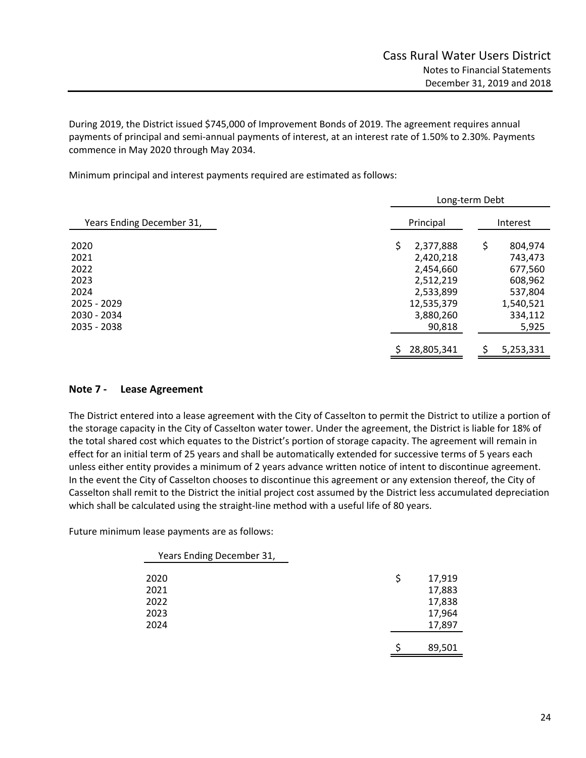During 2019, the District issued $745,000 of Improvement Bonds of 2019. The agreement requires annual payments of principal and semi-annual payments of interest, at an interest rate of 1.50% to 2.30%. Payments commence in May 2020 through May 2034.

Minimum principal and interest payments required are estimated as follows:

| | Long-term Debt | |
|---|---|---|
| Years Ending December 31, | Principal | Interest |
| 2020 | $ 2,377,888 | $ 804,974 |
| 2021 | 2,420,218 | 743,473 |
| 2022 | 2,454,660 | 677,560 |
| 2023 | 2,512,219 | 608,962 |
| 2024 | 2,533,899 | 537,804 |
| 2025 - 2029 | 12,535,379 | 1,540,521 |
| 2030 - 2034 | 3,880,260 | 334,112 |
| 2035 - 2038 | 90,818 | 5,925 |
| | $ 28,805,341 | $ 5,253,331 |

## Note 7 - Lease Agreement

The District entered into a lease agreement with the City of Casselton to permit the District to utilize a portion of the storage capacity in the City of Casselton water tower. Under the agreement, the District is liable for 18% of the total shared cost which equates to the District's portion of storage capacity. The agreement will remain in effect for an initial term of 25 years and shall be automatically extended for successive terms of 5 years each unless either entity provides a minimum of 2 years advance written notice of intent to discontinue agreement. In the event the City of Casselton chooses to discontinue this agreement or any extension thereof, the City of Casselton shall remit to the District the initial project cost assumed by the District less accumulated depreciation which shall be calculated using the straight-line method with a useful life of 80 years.

Future minimum lease payments are as follows:

| Years Ending December 31, | |
|---|---|
| 2020 | $ 17,919 |
| 2021 | 17,883 |
| 2022 | 17,838 |
| 2023 | 17,964 |
| 2024 | 17,897 |
| | $ 89,501 |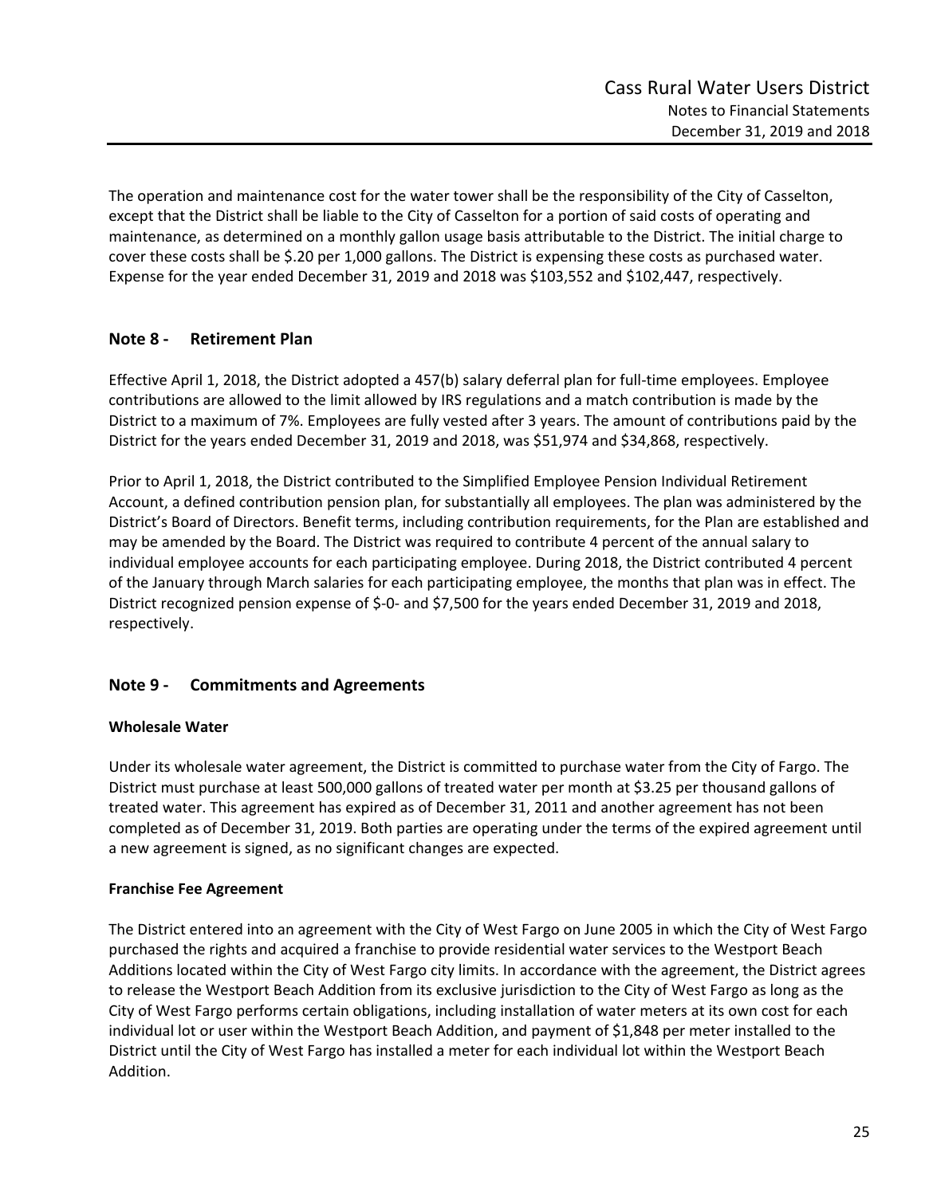The operation and maintenance cost for the water tower shall be the responsibility of the City of Casselton, except that the District shall be liable to the City of Casselton for a portion of said costs of operating and maintenance, as determined on a monthly gallon usage basis attributable to the District. The initial charge to cover these costs shall be $.20 per 1,000 gallons. The District is expensing these costs as purchased water. Expense for the year ended December 31, 2019 and 2018 was $103,552 and $102,447, respectively.

## Note 8 - Retirement Plan

Effective April 1, 2018, the District adopted a 457(b) salary deferral plan for full-time employees. Employee contributions are allowed to the limit allowed by IRS regulations and a match contribution is made by the District to a maximum of 7%. Employees are fully vested after 3 years. The amount of contributions paid by the District for the years ended December 31, 2019 and 2018, was $51,974 and $34,868, respectively.

Prior to April 1, 2018, the District contributed to the Simplified Employee Pension Individual Retirement Account, a defined contribution pension plan, for substantially all employees. The plan was administered by the District's Board of Directors. Benefit terms, including contribution requirements, for the Plan are established and may be amended by the Board. The District was required to contribute 4 percent of the annual salary to individual employee accounts for each participating employee. During 2018, the District contributed 4 percent of the January through March salaries for each participating employee, the months that plan was in effect. The District recognized pension expense of $-0- and $7,500 for the years ended December 31, 2019 and 2018, respectively.

## Note 9 - Commitments and Agreements

**Wholesale Water**

Under its wholesale water agreement, the District is committed to purchase water from the City of Fargo. The District must purchase at least 500,000 gallons of treated water per month at $3.25 per thousand gallons of treated water. This agreement has expired as of December 31, 2011 and another agreement has not been completed as of December 31, 2019. Both parties are operating under the terms of the expired agreement until a new agreement is signed, as no significant changes are expected.

**Franchise Fee Agreement**

The District entered into an agreement with the City of West Fargo on June 2005 in which the City of West Fargo purchased the rights and acquired a franchise to provide residential water services to the Westport Beach Additions located within the City of West Fargo city limits. In accordance with the agreement, the District agrees to release the Westport Beach Addition from its exclusive jurisdiction to the City of West Fargo as long as the City of West Fargo performs certain obligations, including installation of water meters at its own cost for each individual lot or user within the Westport Beach Addition, and payment of $1,848 per meter installed to the District until the City of West Fargo has installed a meter for each individual lot within the Westport Beach Addition.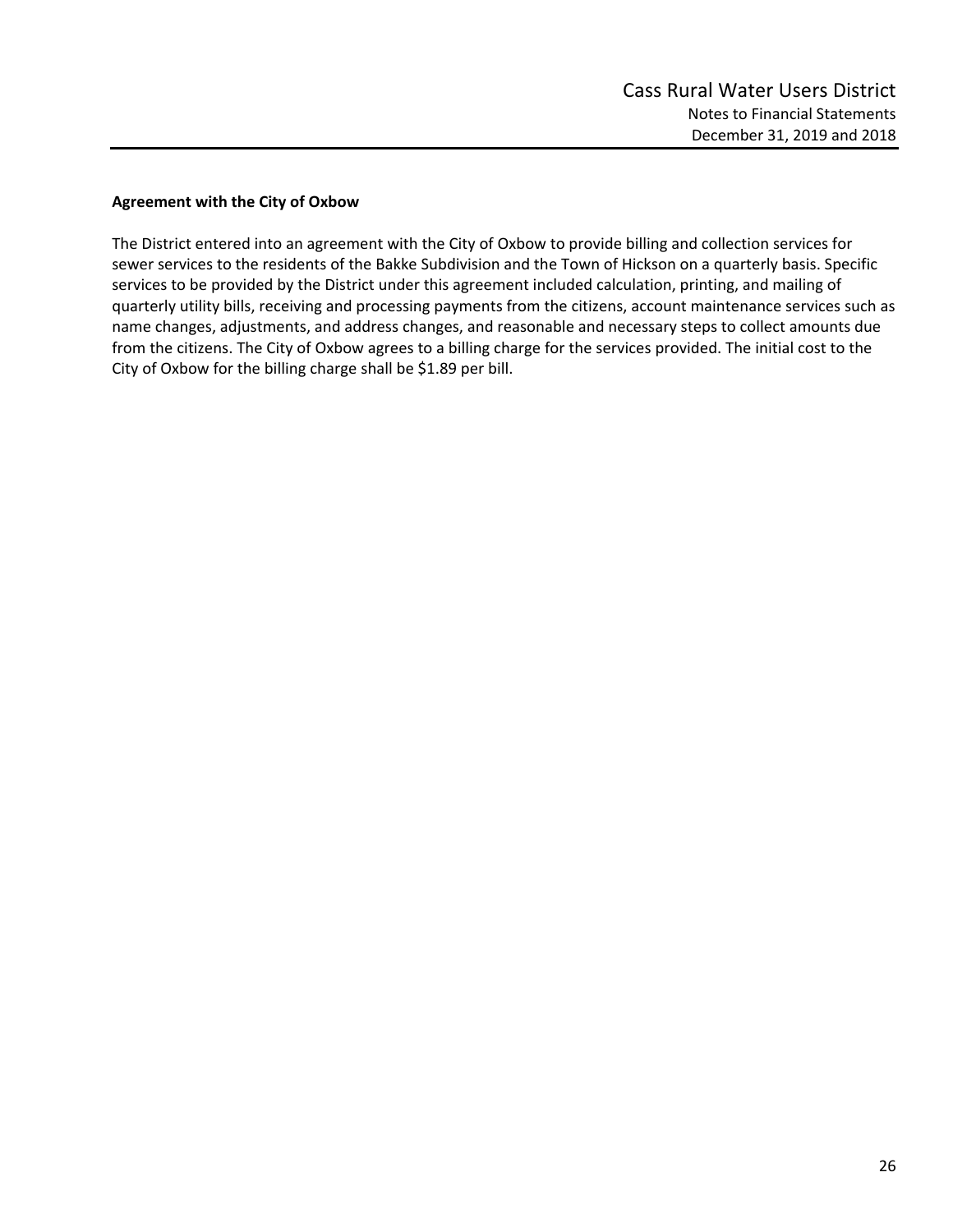**Agreement with the City of Oxbow**

The District entered into an agreement with the City of Oxbow to provide billing and collection services for sewer services to the residents of the Bakke Subdivision and the Town of Hickson on a quarterly basis. Specific services to be provided by the District under this agreement included calculation, printing, and mailing of quarterly utility bills, receiving and processing payments from the citizens, account maintenance services such as name changes, adjustments, and address changes, and reasonable and necessary steps to collect amounts due from the citizens. The City of Oxbow agrees to a billing charge for the services provided. The initial cost to the City of Oxbow for the billing charge shall be $1.89 per bill.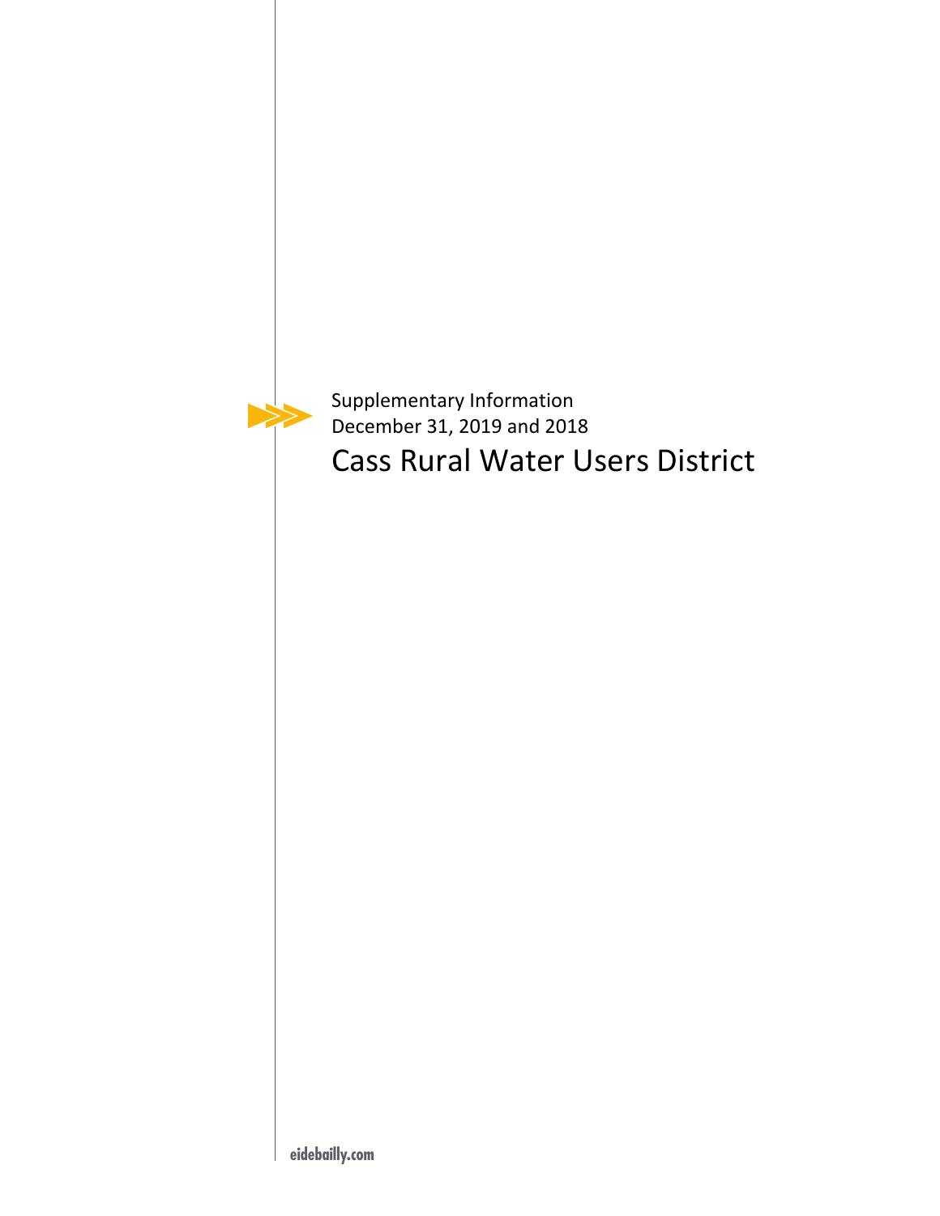Supplementary Information
December 31, 2019 and 2018

# Cass Rural Water Users District

eidebailly.com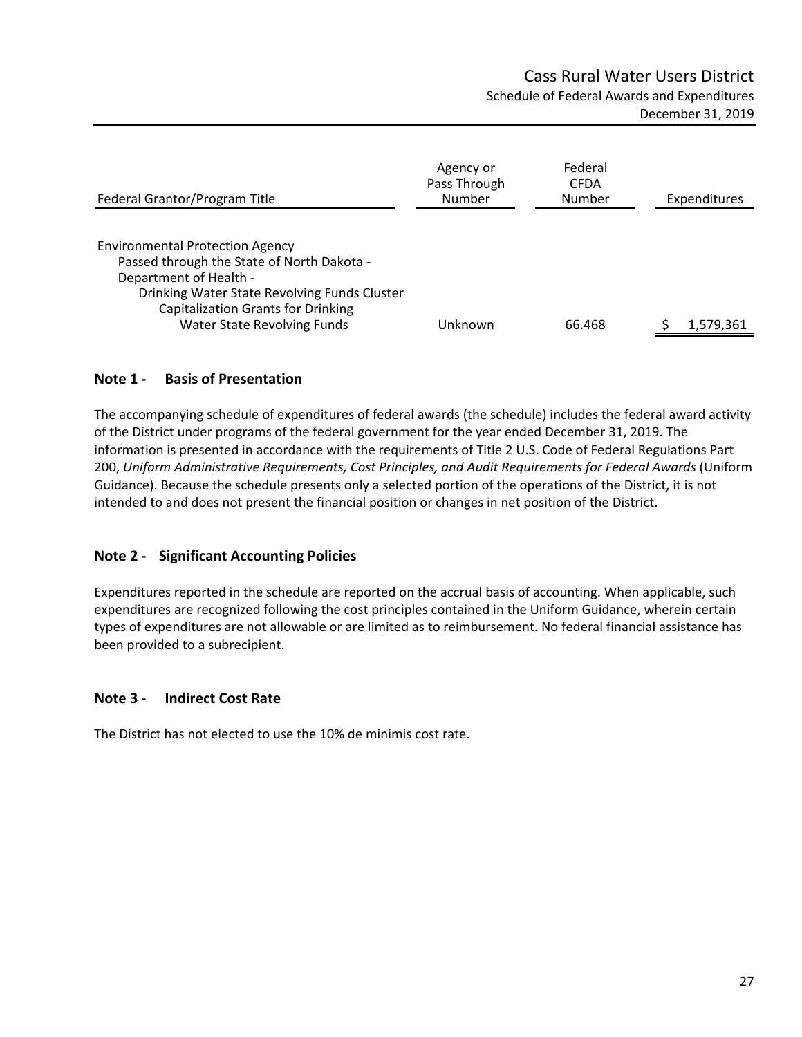# Cass Rural Water Users District

## Schedule of Federal Awards and Expenditures

December 31, 2019

| Federal Grantor/Program Title | Agency or Pass Through Number | Federal CFDA Number | Expenditures |
|---|---|---|---|
| Environmental Protection Agency | | | |
| Passed through the State of North Dakota - Department of Health - | | | |
| Drinking Water State Revolving Funds Cluster | | | |
| Capitalization Grants for Drinking Water State Revolving Funds | Unknown | 66.468 | $ 1,579,361 |

### Note 1 - Basis of Presentation

The accompanying schedule of expenditures of federal awards (the schedule) includes the federal award activity of the District under programs of the federal government for the year ended December 31, 2019. The information is presented in accordance with the requirements of Title 2 U.S. Code of Federal Regulations Part 200, *Uniform Administrative Requirements, Cost Principles, and Audit Requirements for Federal Awards* (Uniform Guidance). Because the schedule presents only a selected portion of the operations of the District, it is not intended to and does not present the financial position or changes in net position of the District.

### Note 2 - Significant Accounting Policies

Expenditures reported in the schedule are reported on the accrual basis of accounting. When applicable, such expenditures are recognized following the cost principles contained in the Uniform Guidance, wherein certain types of expenditures are not allowable or are limited as to reimbursement. No federal financial assistance has been provided to a subrecipient.

### Note 3 - Indirect Cost Rate

The District has not elected to use the 10% de minimis cost rate.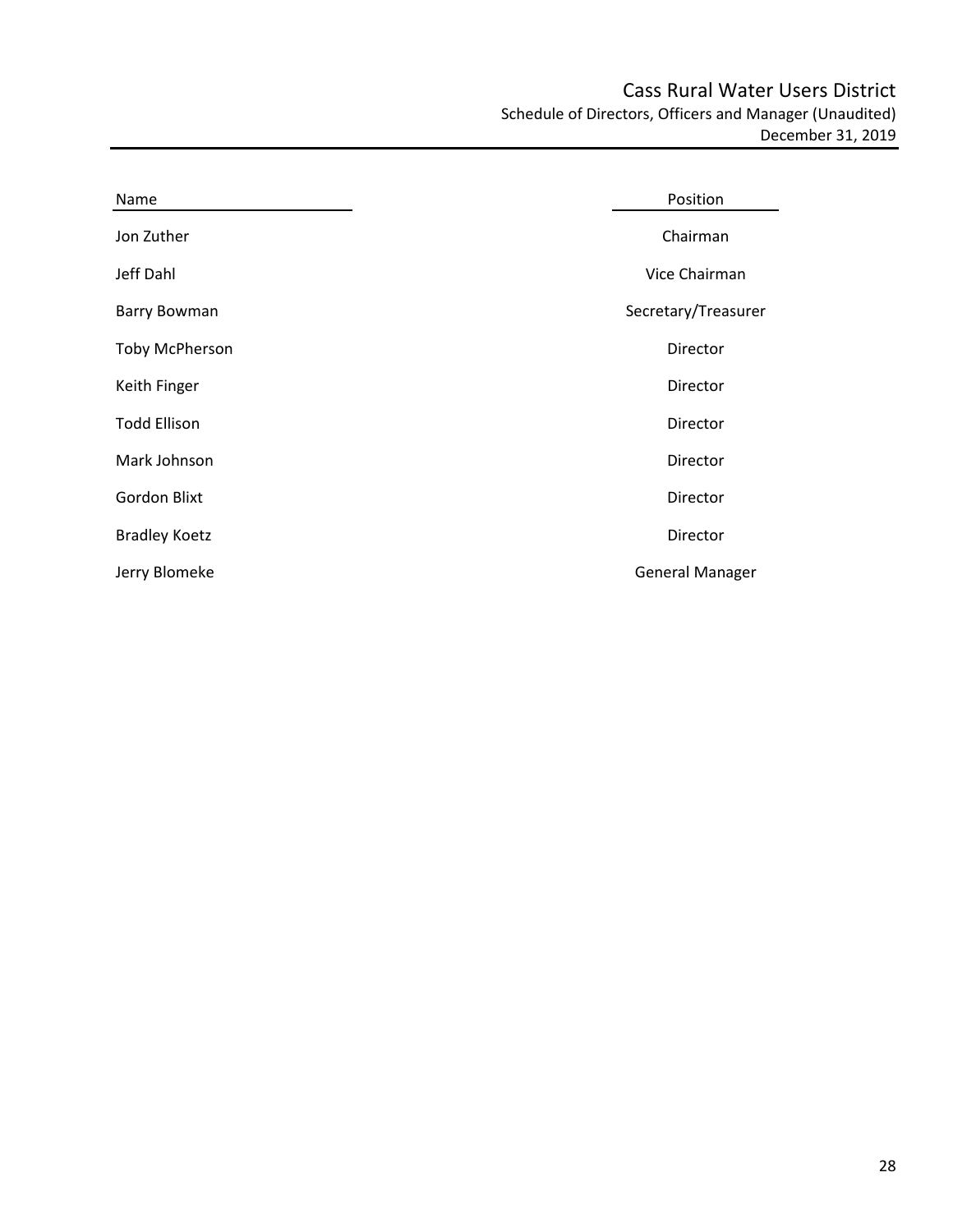# Cass Rural Water Users District

## Schedule of Directors, Officers and Manager (Unaudited)

### December 31, 2019

| Name | Position |
|---|---|
| Jon Zuther | Chairman |
| Jeff Dahl | Vice Chairman |
| Barry Bowman | Secretary/Treasurer |
| Toby McPherson | Director |
| Keith Finger | Director |
| Todd Ellison | Director |
| Mark Johnson | Director |
| Gordon Blixt | Director |
| Bradley Koetz | Director |
| Jerry Blomeke | General Manager |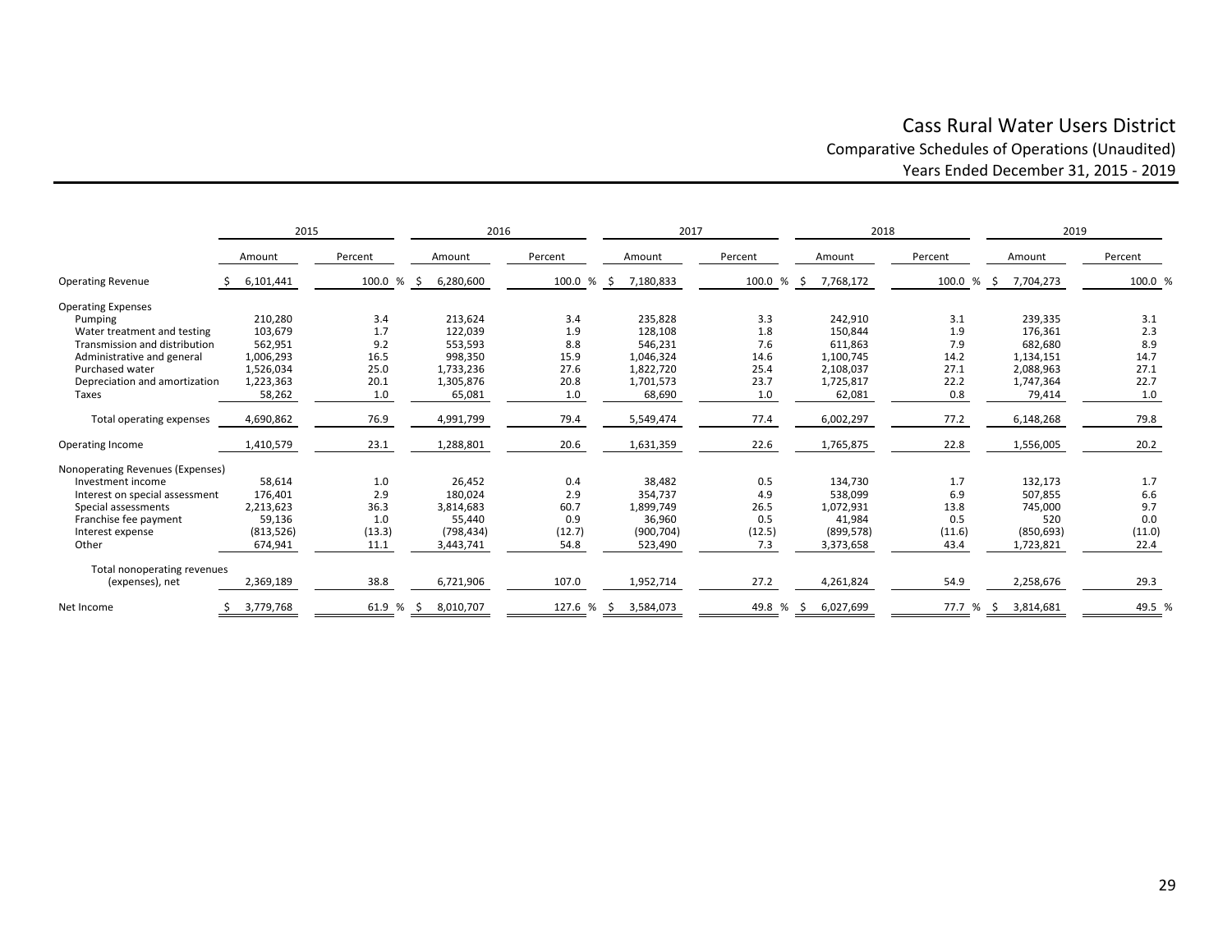# Cass Rural Water Users District

## Comparative Schedules of Operations (Unaudited)

### Years Ended December 31, 2015 - 2019

| | 2015 | | 2016 | | 2017 | | 2018 | | 2019 | |
|---|---|---|---|---|---|---|---|---|---|---|
| | Amount | Percent | Amount | Percent | Amount | Percent | Amount | Percent | Amount | Percent |
| Operating Revenue | $ 6,101,441 | 100.0 % | $ 6,280,600 | 100.0 % | $ 7,180,833 | 100.0 % | $ 7,768,172 | 100.0 % | $ 7,704,273 | 100.0 % |
| Operating Expenses | | | | | | | | | | |
| Pumping | 210,280 | 3.4 | 213,624 | 3.4 | 235,828 | 3.3 | 242,910 | 3.1 | 239,335 | 3.1 |
| Water treatment and testing | 103,679 | 1.7 | 122,039 | 1.9 | 128,108 | 1.8 | 150,844 | 1.9 | 176,361 | 2.3 |
| Transmission and distribution | 562,951 | 9.2 | 553,593 | 8.8 | 546,231 | 7.6 | 611,863 | 7.9 | 682,680 | 8.9 |
| Administrative and general | 1,006,293 | 16.5 | 998,350 | 15.9 | 1,046,324 | 14.6 | 1,100,745 | 14.2 | 1,134,151 | 14.7 |
| Purchased water | 1,526,034 | 25.0 | 1,733,236 | 27.6 | 1,822,720 | 25.4 | 2,108,037 | 27.1 | 2,088,963 | 27.1 |
| Depreciation and amortization | 1,223,363 | 20.1 | 1,305,876 | 20.8 | 1,701,573 | 23.7 | 1,725,817 | 22.2 | 1,747,364 | 22.7 |
| Taxes | 58,262 | 1.0 | 65,081 | 1.0 | 68,690 | 1.0 | 62,081 | 0.8 | 79,414 | 1.0 |
| Total operating expenses | 4,690,862 | 76.9 | 4,991,799 | 79.4 | 5,549,474 | 77.4 | 6,002,297 | 77.2 | 6,148,268 | 79.8 |
| Operating Income | 1,410,579 | 23.1 | 1,288,801 | 20.6 | 1,631,359 | 22.6 | 1,765,875 | 22.8 | 1,556,005 | 20.2 |
| Nonoperating Revenues (Expenses) | | | | | | | | | | |
| Investment income | 58,614 | 1.0 | 26,452 | 0.4 | 38,482 | 0.5 | 134,730 | 1.7 | 132,173 | 1.7 |
| Interest on special assessment | 176,401 | 2.9 | 180,024 | 2.9 | 354,737 | 4.9 | 538,099 | 6.9 | 507,855 | 6.6 |
| Special assessments | 2,213,623 | 36.3 | 3,814,683 | 60.7 | 1,899,749 | 26.5 | 1,072,931 | 13.8 | 745,000 | 9.7 |
| Franchise fee payment | 59,136 | 1.0 | 55,440 | 0.9 | 36,960 | 0.5 | 41,984 | 0.5 | 520 | 0.0 |
| Interest expense | (813,526) | (13.3) | (798,434) | (12.7) | (900,704) | (12.5) | (899,578) | (11.6) | (850,693) | (11.0) |
| Other | 674,941 | 11.1 | 3,443,741 | 54.8 | 523,490 | 7.3 | 3,373,658 | 43.4 | 1,723,821 | 22.4 |
| Total nonoperating revenues (expenses), net | 2,369,189 | 38.8 | 6,721,906 | 107.0 | 1,952,714 | 27.2 | 4,261,824 | 54.9 | 2,258,676 | 29.3 |
| Net Income | $ 3,779,768 | 61.9 % | $ 8,010,707 | 127.6 % | $ 3,584,073 | 49.8 % | $ 6,027,699 | 77.7 % | $ 3,814,681 | 49.5 % |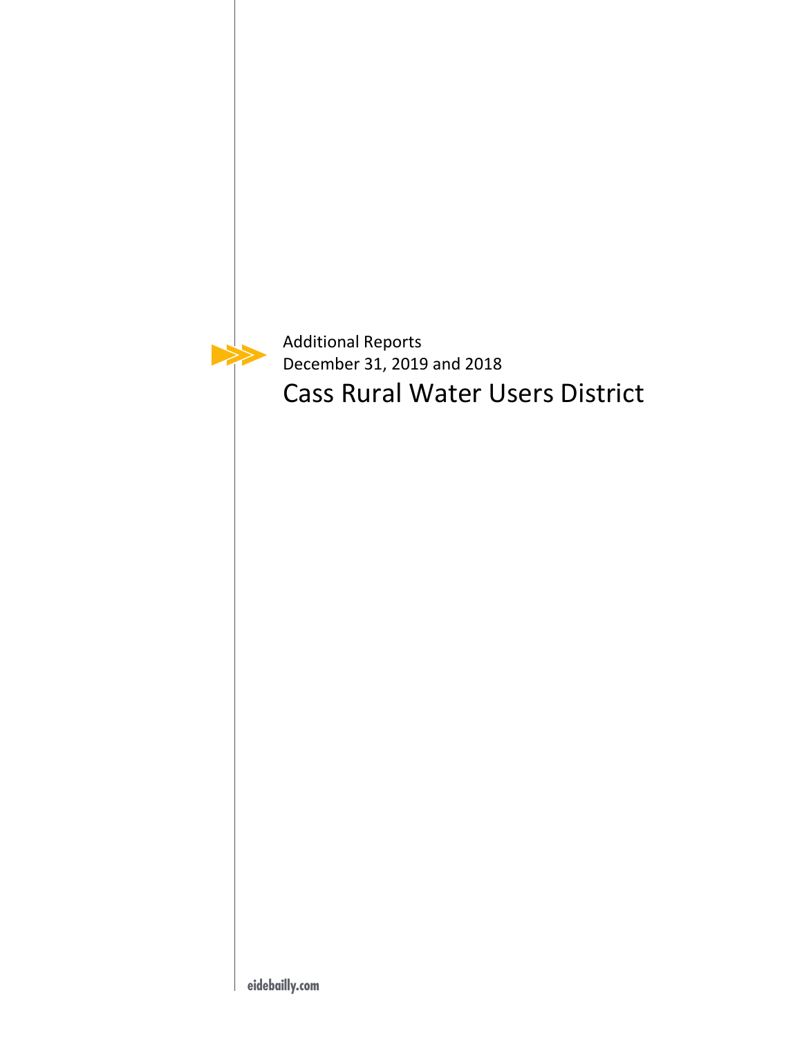Additional Reports

December 31, 2019 and 2018

# Cass Rural Water Users District

eidebailly.com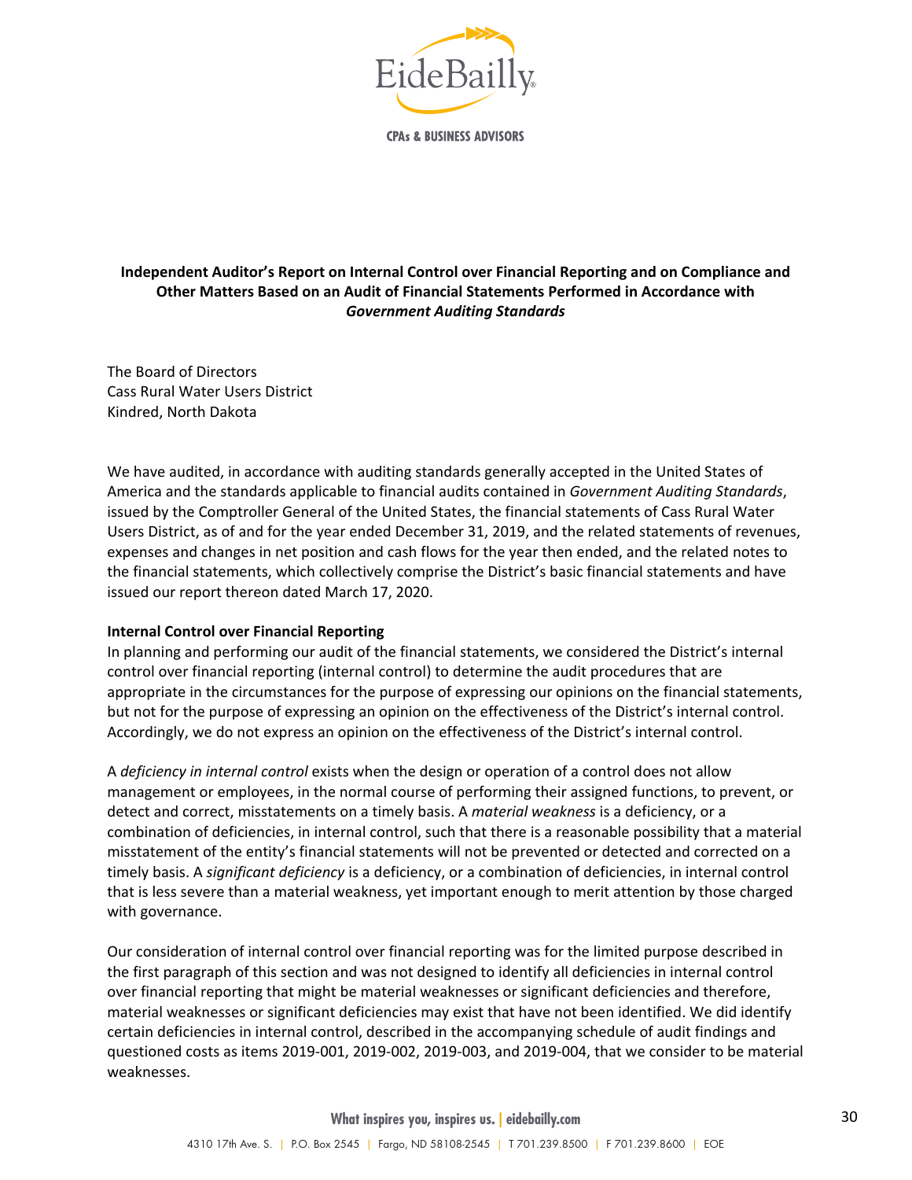**Independent Auditor's Report on Internal Control over Financial Reporting and on Compliance and Other Matters Based on an Audit of Financial Statements Performed in Accordance with *Government Auditing Standards***

The Board of Directors
Cass Rural Water Users District
Kindred, North Dakota

We have audited, in accordance with auditing standards generally accepted in the United States of America and the standards applicable to financial audits contained in *Government Auditing Standards*, issued by the Comptroller General of the United States, the financial statements of Cass Rural Water Users District, as of and for the year ended December 31, 2019, and the related statements of revenues, expenses and changes in net position and cash flows for the year then ended, and the related notes to the financial statements, which collectively comprise the District's basic financial statements and have issued our report thereon dated March 17, 2020.

**Internal Control over Financial Reporting**

In planning and performing our audit of the financial statements, we considered the District's internal control over financial reporting (internal control) to determine the audit procedures that are appropriate in the circumstances for the purpose of expressing our opinions on the financial statements, but not for the purpose of expressing an opinion on the effectiveness of the District's internal control. Accordingly, we do not express an opinion on the effectiveness of the District's internal control.

A *deficiency in internal control* exists when the design or operation of a control does not allow management or employees, in the normal course of performing their assigned functions, to prevent, or detect and correct, misstatements on a timely basis. A *material weakness* is a deficiency, or a combination of deficiencies, in internal control, such that there is a reasonable possibility that a material misstatement of the entity's financial statements will not be prevented or detected and corrected on a timely basis. A *significant deficiency* is a deficiency, or a combination of deficiencies, in internal control that is less severe than a material weakness, yet important enough to merit attention by those charged with governance.

Our consideration of internal control over financial reporting was for the limited purpose described in the first paragraph of this section and was not designed to identify all deficiencies in internal control over financial reporting that might be material weaknesses or significant deficiencies and therefore, material weaknesses or significant deficiencies may exist that have not been identified. We did identify certain deficiencies in internal control, described in the accompanying schedule of audit findings and questioned costs as items 2019-001, 2019-002, 2019-003, and 2019-004, that we consider to be material weaknesses.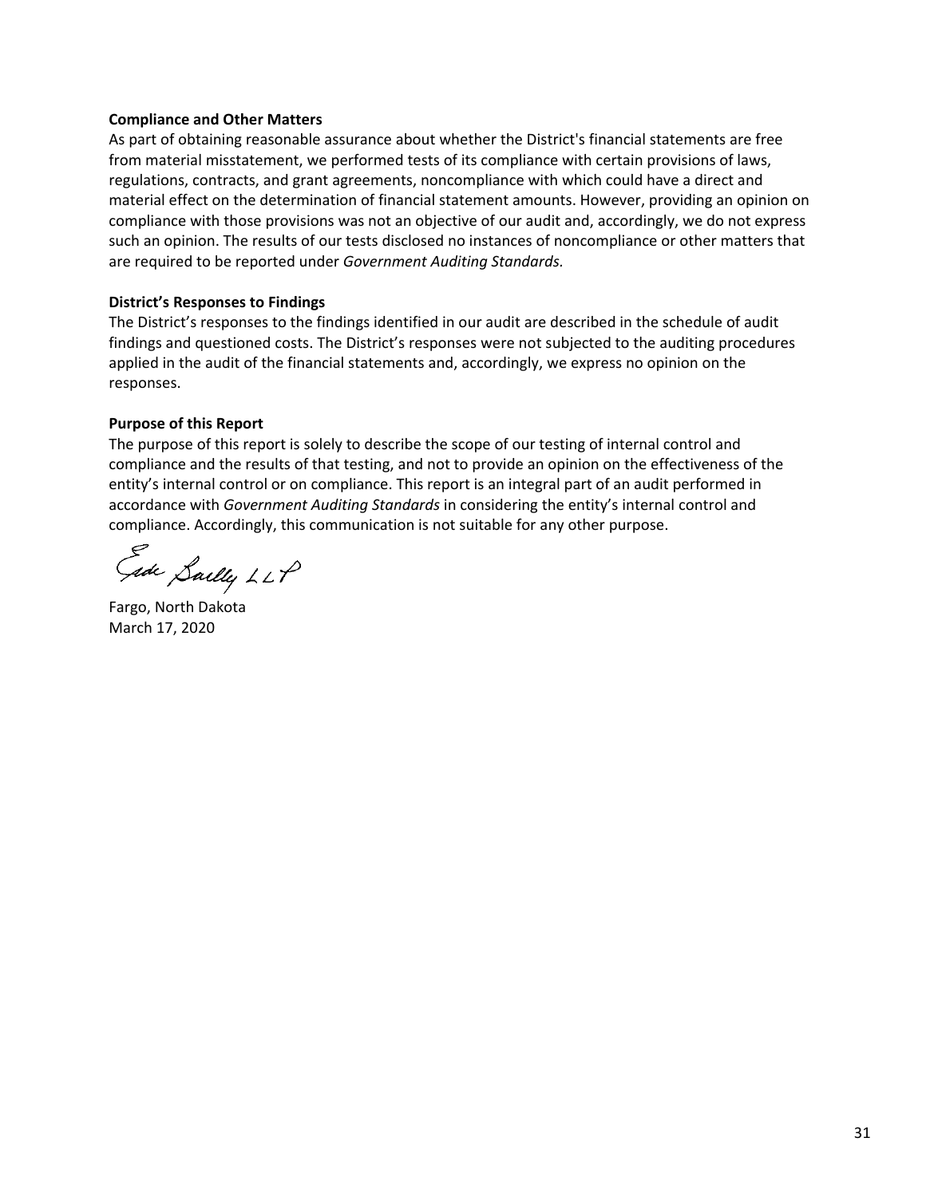**Compliance and Other Matters**

As part of obtaining reasonable assurance about whether the District's financial statements are free from material misstatement, we performed tests of its compliance with certain provisions of laws, regulations, contracts, and grant agreements, noncompliance with which could have a direct and material effect on the determination of financial statement amounts. However, providing an opinion on compliance with those provisions was not an objective of our audit and, accordingly, we do not express such an opinion. The results of our tests disclosed no instances of noncompliance or other matters that are required to be reported under *Government Auditing Standards.*

**District's Responses to Findings**

The District's responses to the findings identified in our audit are described in the schedule of audit findings and questioned costs. The District's responses were not subjected to the auditing procedures applied in the audit of the financial statements and, accordingly, we express no opinion on the responses.

**Purpose of this Report**

The purpose of this report is solely to describe the scope of our testing of internal control and compliance and the results of that testing, and not to provide an opinion on the effectiveness of the entity's internal control or on compliance. This report is an integral part of an audit performed in accordance with *Government Auditing Standards* in considering the entity's internal control and compliance. Accordingly, this communication is not suitable for any other purpose.

Eide Bailly LLP

Fargo, North Dakota
March 17, 2020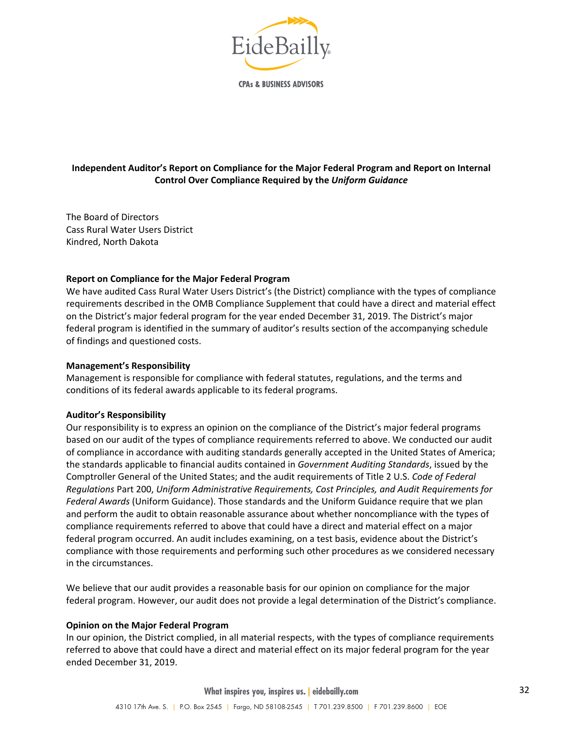EideBailly

CPAs & BUSINESS ADVISORS

## Independent Auditor's Report on Compliance for the Major Federal Program and Report on Internal Control Over Compliance Required by the *Uniform Guidance*

The Board of Directors
Cass Rural Water Users District
Kindred, North Dakota

### Report on Compliance for the Major Federal Program

We have audited Cass Rural Water Users District's (the District) compliance with the types of compliance requirements described in the OMB Compliance Supplement that could have a direct and material effect on the District's major federal program for the year ended December 31, 2019. The District's major federal program is identified in the summary of auditor's results section of the accompanying schedule of findings and questioned costs.

### Management's Responsibility

Management is responsible for compliance with federal statutes, regulations, and the terms and conditions of its federal awards applicable to its federal programs.

### Auditor's Responsibility

Our responsibility is to express an opinion on the compliance of the District's major federal programs based on our audit of the types of compliance requirements referred to above. We conducted our audit of compliance in accordance with auditing standards generally accepted in the United States of America; the standards applicable to financial audits contained in *Government Auditing Standards*, issued by the Comptroller General of the United States; and the audit requirements of Title 2 U.S. *Code of Federal Regulations* Part 200, *Uniform Administrative Requirements, Cost Principles, and Audit Requirements for Federal Awards* (Uniform Guidance). Those standards and the Uniform Guidance require that we plan and perform the audit to obtain reasonable assurance about whether noncompliance with the types of compliance requirements referred to above that could have a direct and material effect on a major federal program occurred. An audit includes examining, on a test basis, evidence about the District's compliance with those requirements and performing such other procedures as we considered necessary in the circumstances.

We believe that our audit provides a reasonable basis for our opinion on compliance for the major federal program. However, our audit does not provide a legal determination of the District's compliance.

### Opinion on the Major Federal Program

In our opinion, the District complied, in all material respects, with the types of compliance requirements referred to above that could have a direct and material effect on its major federal program for the year ended December 31, 2019.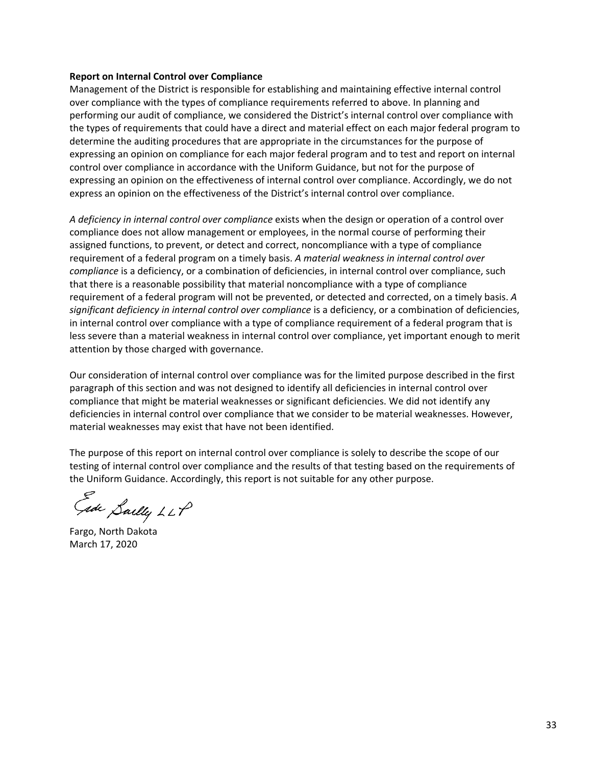**Report on Internal Control over Compliance**

Management of the District is responsible for establishing and maintaining effective internal control over compliance with the types of compliance requirements referred to above. In planning and performing our audit of compliance, we considered the District's internal control over compliance with the types of requirements that could have a direct and material effect on each major federal program to determine the auditing procedures that are appropriate in the circumstances for the purpose of expressing an opinion on compliance for each major federal program and to test and report on internal control over compliance in accordance with the Uniform Guidance, but not for the purpose of expressing an opinion on the effectiveness of internal control over compliance. Accordingly, we do not express an opinion on the effectiveness of the District's internal control over compliance.

*A deficiency in internal control over compliance* exists when the design or operation of a control over compliance does not allow management or employees, in the normal course of performing their assigned functions, to prevent, or detect and correct, noncompliance with a type of compliance requirement of a federal program on a timely basis. *A material weakness in internal control over compliance* is a deficiency, or a combination of deficiencies, in internal control over compliance, such that there is a reasonable possibility that material noncompliance with a type of compliance requirement of a federal program will not be prevented, or detected and corrected, on a timely basis. *A significant deficiency in internal control over compliance* is a deficiency, or a combination of deficiencies, in internal control over compliance with a type of compliance requirement of a federal program that is less severe than a material weakness in internal control over compliance, yet important enough to merit attention by those charged with governance.

Our consideration of internal control over compliance was for the limited purpose described in the first paragraph of this section and was not designed to identify all deficiencies in internal control over compliance that might be material weaknesses or significant deficiencies. We did not identify any deficiencies in internal control over compliance that we consider to be material weaknesses. However, material weaknesses may exist that have not been identified.

The purpose of this report on internal control over compliance is solely to describe the scope of our testing of internal control over compliance and the results of that testing based on the requirements of the Uniform Guidance. Accordingly, this report is not suitable for any other purpose.

Eide Bailly LLP

Fargo, North Dakota
March 17, 2020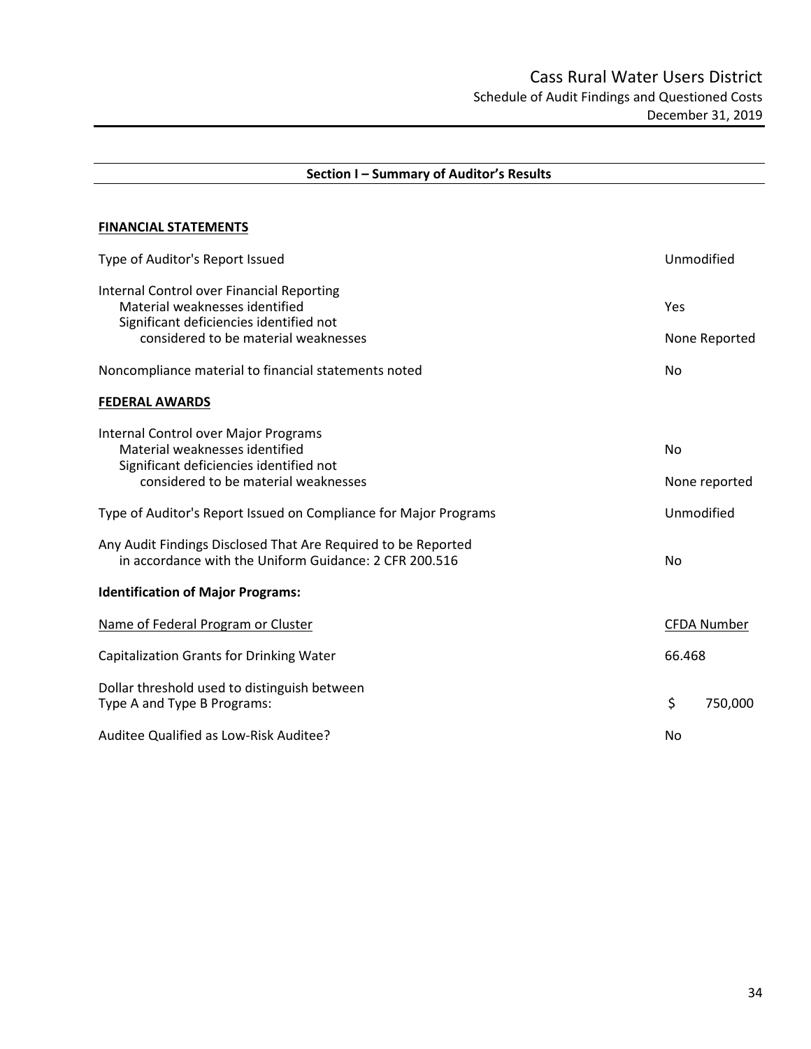# Cass Rural Water Users District

## Schedule of Audit Findings and Questioned Costs

December 31, 2019

### Section I – Summary of Auditor's Results

**FINANCIAL STATEMENTS**

| | |
|---|---|
| Type of Auditor's Report Issued | Unmodified |
| Internal Control over Financial Reporting | |
| Material weaknesses identified | Yes |
| Significant deficiencies identified not considered to be material weaknesses | None Reported |
| Noncompliance material to financial statements noted | No |

**FEDERAL AWARDS**

| | |
|---|---|
| Internal Control over Major Programs | |
| Material weaknesses identified | No |
| Significant deficiencies identified not considered to be material weaknesses | None reported |
| Type of Auditor's Report Issued on Compliance for Major Programs | Unmodified |
| Any Audit Findings Disclosed That Are Required to be Reported in accordance with the Uniform Guidance: 2 CFR 200.516 | No |

**Identification of Major Programs:**

| Name of Federal Program or Cluster | CFDA Number |
|---|---|
| Capitalization Grants for Drinking Water | 66.468 |

| | |
|---|---|
| Dollar threshold used to distinguish between Type A and Type B Programs: | $ 750,000 |
| Auditee Qualified as Low-Risk Auditee? | No |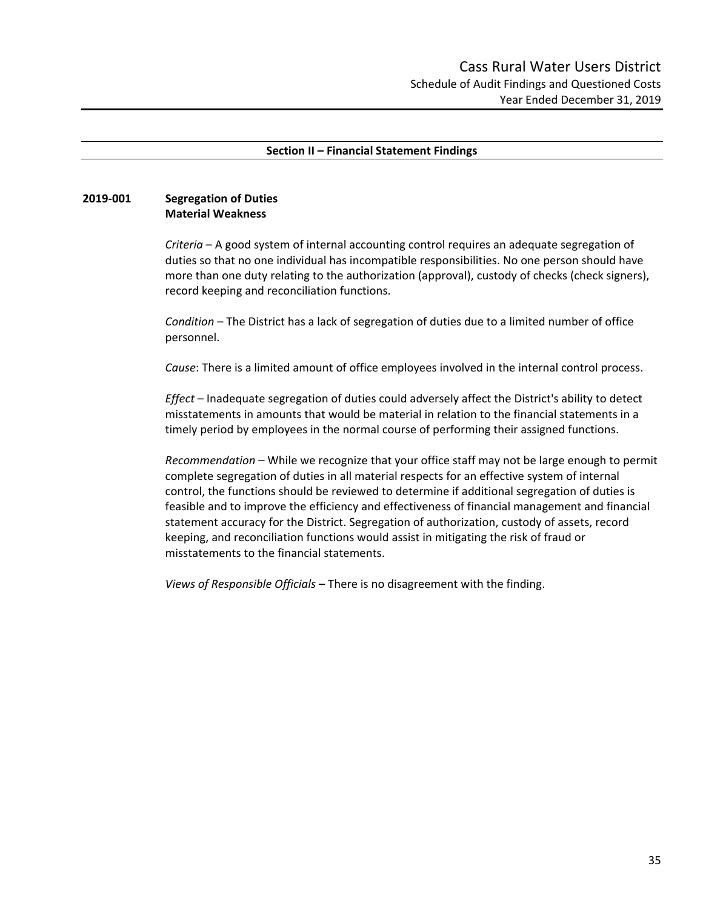# Cass Rural Water Users District

Schedule of Audit Findings and Questioned Costs
Year Ended December 31, 2019

## Section II – Financial Statement Findings

### 2019-001 Segregation of Duties
**Material Weakness**

*Criteria* – A good system of internal accounting control requires an adequate segregation of duties so that no one individual has incompatible responsibilities. No one person should have more than one duty relating to the authorization (approval), custody of checks (check signers), record keeping and reconciliation functions.

*Condition* – The District has a lack of segregation of duties due to a limited number of office personnel.

*Cause*: There is a limited amount of office employees involved in the internal control process.

*Effect* – Inadequate segregation of duties could adversely affect the District's ability to detect misstatements in amounts that would be material in relation to the financial statements in a timely period by employees in the normal course of performing their assigned functions.

*Recommendation* – While we recognize that your office staff may not be large enough to permit complete segregation of duties in all material respects for an effective system of internal control, the functions should be reviewed to determine if additional segregation of duties is feasible and to improve the efficiency and effectiveness of financial management and financial statement accuracy for the District. Segregation of authorization, custody of assets, record keeping, and reconciliation functions would assist in mitigating the risk of fraud or misstatements to the financial statements.

*Views of Responsible Officials* – There is no disagreement with the finding.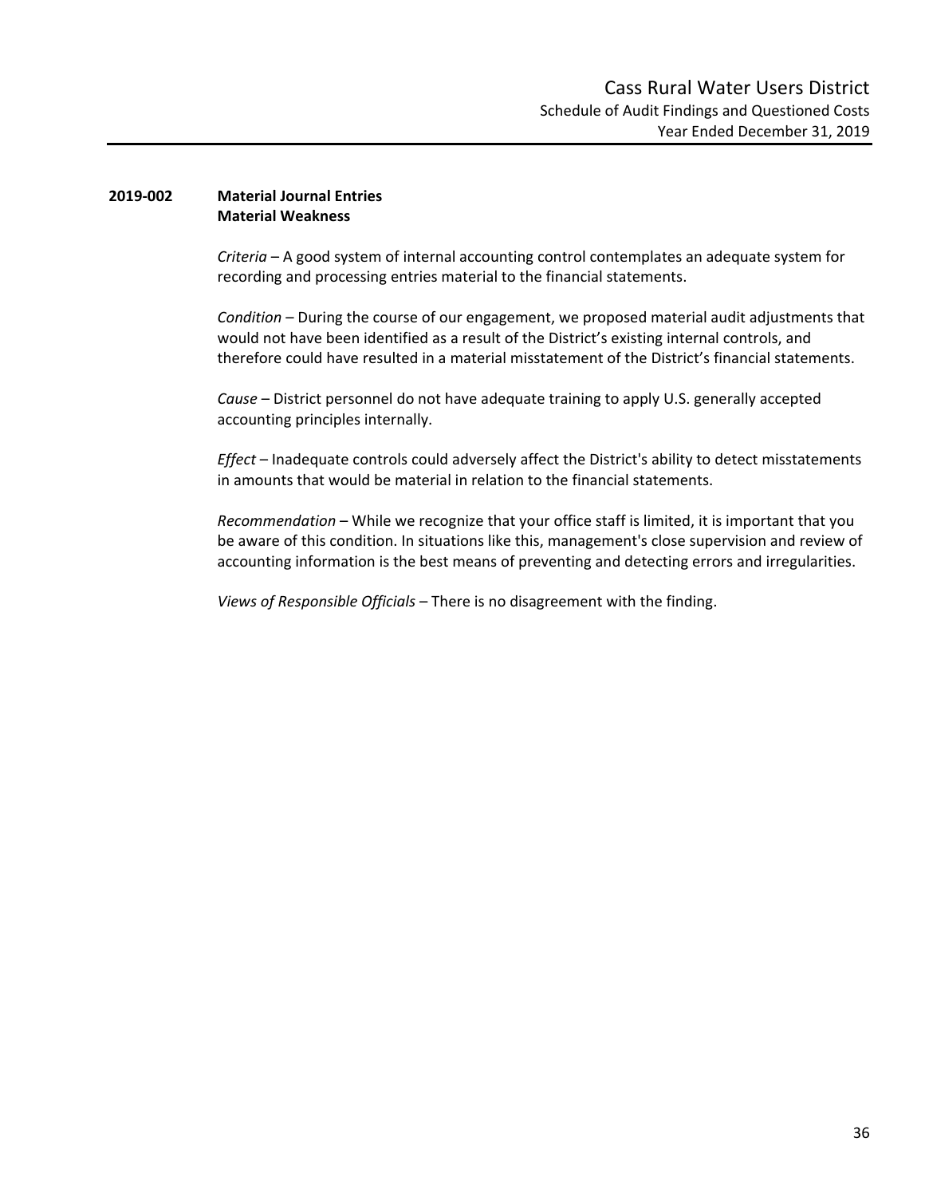**2019-002 Material Journal Entries**
**Material Weakness**

*Criteria* – A good system of internal accounting control contemplates an adequate system for recording and processing entries material to the financial statements.

*Condition* – During the course of our engagement, we proposed material audit adjustments that would not have been identified as a result of the District's existing internal controls, and therefore could have resulted in a material misstatement of the District's financial statements.

*Cause* – District personnel do not have adequate training to apply U.S. generally accepted accounting principles internally.

*Effect* – Inadequate controls could adversely affect the District's ability to detect misstatements in amounts that would be material in relation to the financial statements.

*Recommendation* – While we recognize that your office staff is limited, it is important that you be aware of this condition. In situations like this, management's close supervision and review of accounting information is the best means of preventing and detecting errors and irregularities.

*Views of Responsible Officials* – There is no disagreement with the finding.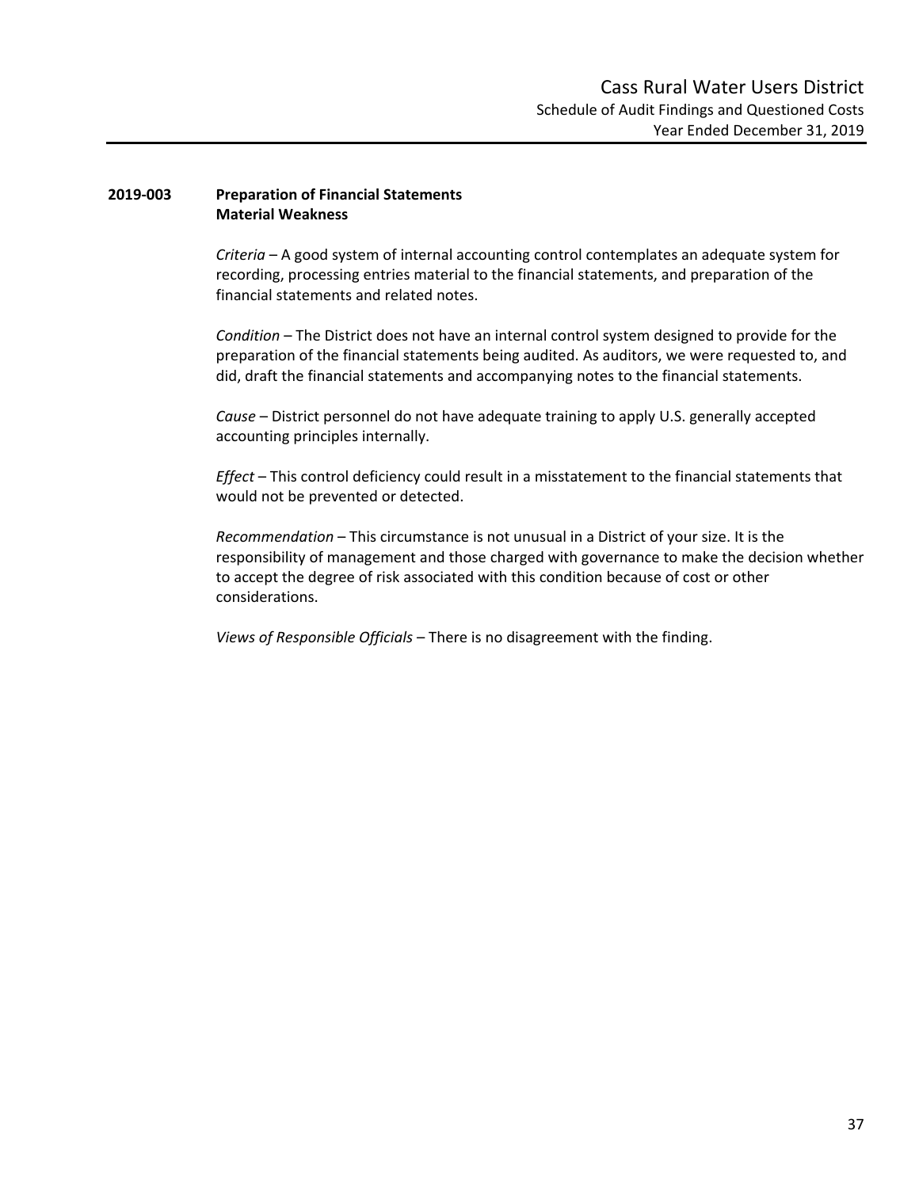**2019-003 Preparation of Financial Statements**
**Material Weakness**

*Criteria* – A good system of internal accounting control contemplates an adequate system for recording, processing entries material to the financial statements, and preparation of the financial statements and related notes.

*Condition* – The District does not have an internal control system designed to provide for the preparation of the financial statements being audited. As auditors, we were requested to, and did, draft the financial statements and accompanying notes to the financial statements.

*Cause* – District personnel do not have adequate training to apply U.S. generally accepted accounting principles internally.

*Effect* – This control deficiency could result in a misstatement to the financial statements that would not be prevented or detected.

*Recommendation* – This circumstance is not unusual in a District of your size. It is the responsibility of management and those charged with governance to make the decision whether to accept the degree of risk associated with this condition because of cost or other considerations.

*Views of Responsible Officials* – There is no disagreement with the finding.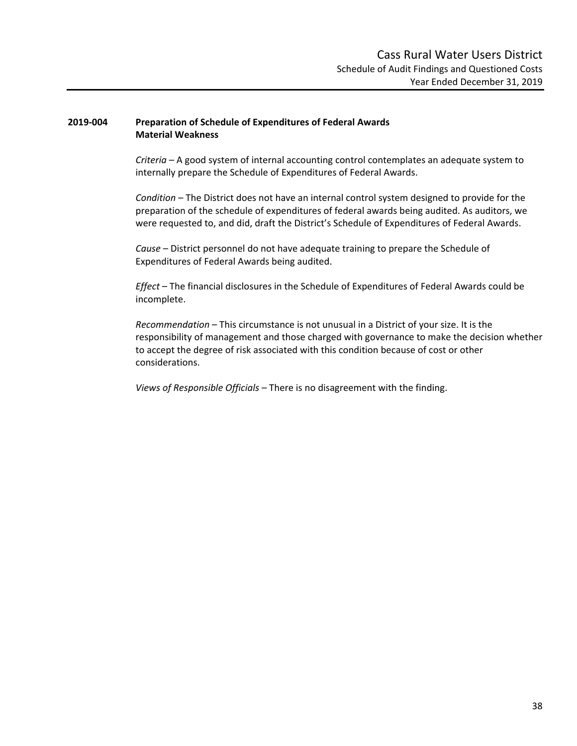**2019-004 Preparation of Schedule of Expenditures of Federal Awards**
**Material Weakness**

*Criteria* – A good system of internal accounting control contemplates an adequate system to internally prepare the Schedule of Expenditures of Federal Awards.

*Condition* – The District does not have an internal control system designed to provide for the preparation of the schedule of expenditures of federal awards being audited. As auditors, we were requested to, and did, draft the District's Schedule of Expenditures of Federal Awards.

*Cause* – District personnel do not have adequate training to prepare the Schedule of Expenditures of Federal Awards being audited.

*Effect* – The financial disclosures in the Schedule of Expenditures of Federal Awards could be incomplete.

*Recommendation* – This circumstance is not unusual in a District of your size. It is the responsibility of management and those charged with governance to make the decision whether to accept the degree of risk associated with this condition because of cost or other considerations.

*Views of Responsible Officials* – There is no disagreement with the finding.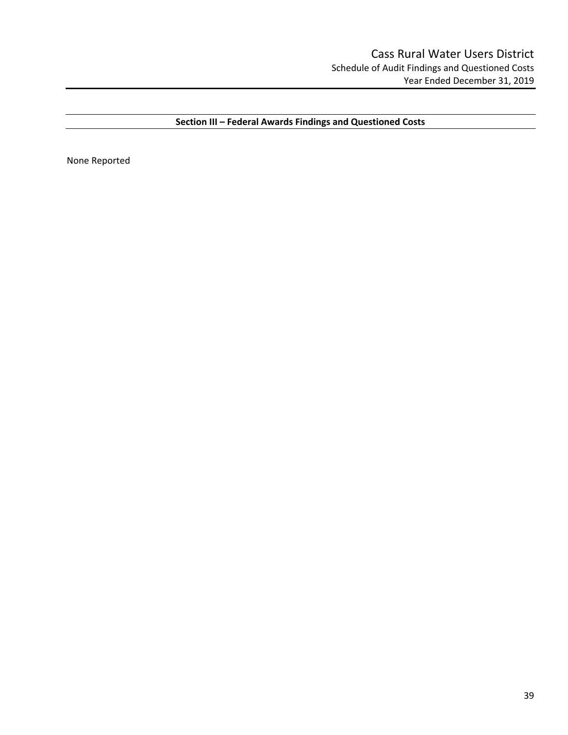# Cass Rural Water Users District

Schedule of Audit Findings and Questioned Costs

Year Ended December 31, 2019

## Section III – Federal Awards Findings and Questioned Costs

None Reported